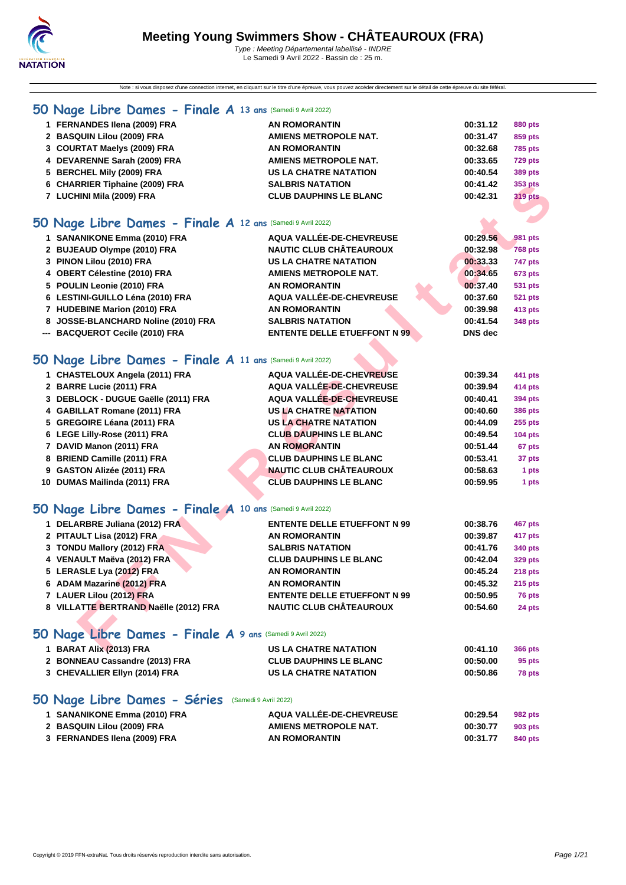# Meeting Young Swimmers Show - CHÂTEAUROUX (FRA)

*Type : Meeting Départemental labellisé - INDRE*
Le Samedi 9 Avril 2022 - Bassin de : 25 m.

Note : si vous disposez d'une connexion internet, en cliquant sur le titre d'une épreuve, vous pouvez accéder directement sur le détail de cette épreuve du site féféral.

## 50 Nage Libre Dames - Finale A 13 ans (Samedi 9 Avril 2022)

| | | | | |
|---|---|---|---|---|
| 1 | FERNANDES Ilena (2009) FRA | AN ROMORANTIN | 00:31.12 | 880 pts |
| 2 | BASQUIN Lilou (2009) FRA | AMIENS METROPOLE NAT. | 00:31.47 | 859 pts |
| 3 | COURTAT Maelys (2009) FRA | AN ROMORANTIN | 00:32.68 | 785 pts |
| 4 | DEVARENNE Sarah (2009) FRA | AMIENS METROPOLE NAT. | 00:33.65 | 729 pts |
| 5 | BERCHEL Mily (2009) FRA | US LA CHATRE NATATION | 00:40.54 | 389 pts |
| 6 | CHARRIER Tiphaine (2009) FRA | SALBRIS NATATION | 00:41.42 | 353 pts |
| 7 | LUCHINI Mila (2009) FRA | CLUB DAUPHINS LE BLANC | 00:42.31 | 319 pts |

## 50 Nage Libre Dames - Finale A 12 ans (Samedi 9 Avril 2022)

| | | | | |
|---|---|---|---|---|
| 1 | SANANIKONE Emma (2010) FRA | AQUA VALLÉE-DE-CHEVREUSE | 00:29.56 | 981 pts |
| 2 | BUJEAUD Olympe (2010) FRA | NAUTIC CLUB CHÂTEAUROUX | 00:32.98 | 768 pts |
| 3 | PINON Lilou (2010) FRA | US LA CHATRE NATATION | 00:33.33 | 747 pts |
| 4 | OBERT Célestine (2010) FRA | AMIENS METROPOLE NAT. | 00:34.65 | 673 pts |
| 5 | POULIN Leonie (2010) FRA | AN ROMORANTIN | 00:37.40 | 531 pts |
| 6 | LESTINI-GUILLO Léna (2010) FRA | AQUA VALLÉE-DE-CHEVREUSE | 00:37.60 | 521 pts |
| 7 | HUDEBINE Marion (2010) FRA | AN ROMORANTIN | 00:39.98 | 413 pts |
| 8 | JOSSE-BLANCHARD Noline (2010) FRA | SALBRIS NATATION | 00:41.54 | 348 pts |
| --- | BACQUEROT Cecile (2010) FRA | ENTENTE DELLE ETUEFFONT N 99 | DNS dec | |

## 50 Nage Libre Dames - Finale A 11 ans (Samedi 9 Avril 2022)

| | | | | |
|---|---|---|---|---|
| 1 | CHASTELOUX Angela (2011) FRA | AQUA VALLÉE-DE-CHEVREUSE | 00:39.34 | 441 pts |
| 2 | BARRE Lucie (2011) FRA | AQUA VALLÉE-DE-CHEVREUSE | 00:39.94 | 414 pts |
| 3 | DEBLOCK - DUGUE Gaëlle (2011) FRA | AQUA VALLÉE-DE-CHEVREUSE | 00:40.41 | 394 pts |
| 4 | GABILLAT Romane (2011) FRA | US LA CHATRE NATATION | 00:40.60 | 386 pts |
| 5 | GREGOIRE Léana (2011) FRA | US LA CHATRE NATATION | 00:44.09 | 255 pts |
| 6 | LEGE Lilly-Rose (2011) FRA | CLUB DAUPHINS LE BLANC | 00:49.54 | 104 pts |
| 7 | DAVID Manon (2011) FRA | AN ROMORANTIN | 00:51.44 | 67 pts |
| 8 | BRIEND Camille (2011) FRA | CLUB DAUPHINS LE BLANC | 00:53.41 | 37 pts |
| 9 | GASTON Alizée (2011) FRA | NAUTIC CLUB CHÂTEAUROUX | 00:58.63 | 1 pts |
| 10 | DUMAS Mailinda (2011) FRA | CLUB DAUPHINS LE BLANC | 00:59.95 | 1 pts |

## 50 Nage Libre Dames - Finale A 10 ans (Samedi 9 Avril 2022)

| | | | | |
|---|---|---|---|---|
| 1 | DELARBRE Juliana (2012) FRA | ENTENTE DELLE ETUEFFONT N 99 | 00:38.76 | 467 pts |
| 2 | PITAULT Lisa (2012) FRA | AN ROMORANTIN | 00:39.87 | 417 pts |
| 3 | TONDU Mallory (2012) FRA | SALBRIS NATATION | 00:41.76 | 340 pts |
| 4 | VENAULT Maëva (2012) FRA | CLUB DAUPHINS LE BLANC | 00:42.04 | 329 pts |
| 5 | LERASLE Lya (2012) FRA | AN ROMORANTIN | 00:45.24 | 218 pts |
| 6 | ADAM Mazarine (2012) FRA | AN ROMORANTIN | 00:45.32 | 215 pts |
| 7 | LAUER Lilou (2012) FRA | ENTENTE DELLE ETUEFFONT N 99 | 00:50.95 | 76 pts |
| 8 | VILLATTE BERTRAND Naëlle (2012) FRA | NAUTIC CLUB CHÂTEAUROUX | 00:54.60 | 24 pts |

## 50 Nage Libre Dames - Finale A 9 ans (Samedi 9 Avril 2022)

| | | | | |
|---|---|---|---|---|
| 1 | BARAT Alix (2013) FRA | US LA CHATRE NATATION | 00:41.10 | 366 pts |
| 2 | BONNEAU Cassandre (2013) FRA | CLUB DAUPHINS LE BLANC | 00:50.00 | 95 pts |
| 3 | CHEVALLIER Ellyn (2014) FRA | US LA CHATRE NATATION | 00:50.86 | 78 pts |

## 50 Nage Libre Dames - Séries (Samedi 9 Avril 2022)

| | | | | |
|---|---|---|---|---|
| 1 | SANANIKONE Emma (2010) FRA | AQUA VALLÉE-DE-CHEVREUSE | 00:29.54 | 982 pts |
| 2 | BASQUIN Lilou (2009) FRA | AMIENS METROPOLE NAT. | 00:30.77 | 903 pts |
| 3 | FERNANDES Ilena (2009) FRA | AN ROMORANTIN | 00:31.77 | 840 pts |

Copyright © 2019 FFN-extraNat. Tous droits réservés reproduction interdite sans autorisation.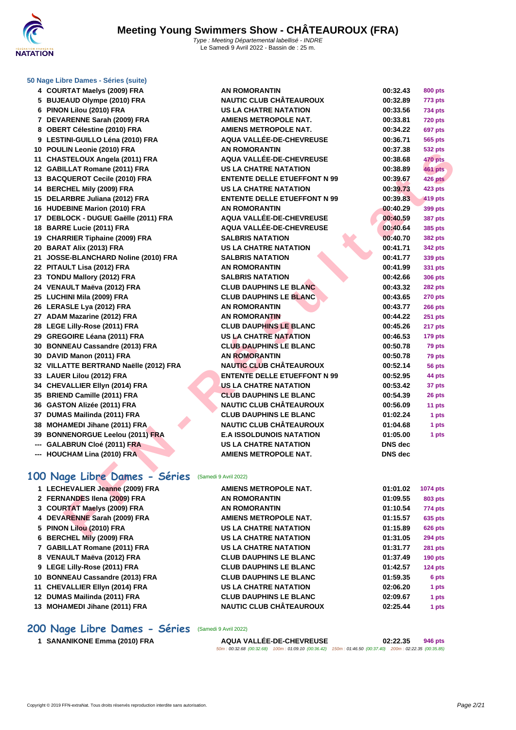# Meeting Young Swimmers Show - CHÂTEAUROUX (FRA)

Type : Meeting Départemental labellisé - INDRE
Le Samedi 9 Avril 2022 - Bassin de : 25 m.

### 50 Nage Libre Dames - Séries (suite)

| | | | | |
|---|---|---|---|---|
| 4 | COURTAT Maelys (2009) FRA | AN ROMORANTIN | 00:32.43 | 800 pts |
| 5 | BUJEAUD Olympe (2010) FRA | NAUTIC CLUB CHÂTEAUROUX | 00:32.89 | 773 pts |
| 6 | PINON Lilou (2010) FRA | US LA CHATRE NATATION | 00:33.56 | 734 pts |
| 7 | DEVARENNE Sarah (2009) FRA | AMIENS METROPOLE NAT. | 00:33.81 | 720 pts |
| 8 | OBERT Célestine (2010) FRA | AMIENS METROPOLE NAT. | 00:34.22 | 697 pts |
| 9 | LESTINI-GUILLO Léna (2010) FRA | AQUA VALLÉE-DE-CHEVREUSE | 00:36.71 | 565 pts |
| 10 | POULIN Leonie (2010) FRA | AN ROMORANTIN | 00:37.38 | 532 pts |
| 11 | CHASTELOUX Angela (2011) FRA | AQUA VALLÉE-DE-CHEVREUSE | 00:38.68 | 470 pts |
| 12 | GABILLAT Romane (2011) FRA | US LA CHATRE NATATION | 00:38.89 | 461 pts |
| 13 | BACQUEROT Cecile (2010) FRA | ENTENTE DELLE ETUEFFONT N 99 | 00:39.67 | 426 pts |
| 14 | BERCHEL Mily (2009) FRA | US LA CHATRE NATATION | 00:39.73 | 423 pts |
| 15 | DELARBRE Juliana (2012) FRA | ENTENTE DELLE ETUEFFONT N 99 | 00:39.83 | 419 pts |
| 16 | HUDEBINE Marion (2010) FRA | AN ROMORANTIN | 00:40.29 | 399 pts |
| 17 | DEBLOCK - DUGUE Gaëlle (2011) FRA | AQUA VALLÉE-DE-CHEVREUSE | 00:40.59 | 387 pts |
| 18 | BARRE Lucie (2011) FRA | AQUA VALLÉE-DE-CHEVREUSE | 00:40.64 | 385 pts |
| 19 | CHARRIER Tiphaine (2009) FRA | SALBRIS NATATION | 00:40.70 | 382 pts |
| 20 | BARAT Alix (2013) FRA | US LA CHATRE NATATION | 00:41.71 | 342 pts |
| 21 | JOSSE-BLANCHARD Noline (2010) FRA | SALBRIS NATATION | 00:41.77 | 339 pts |
| 22 | PITAULT Lisa (2012) FRA | AN ROMORANTIN | 00:41.99 | 331 pts |
| 23 | TONDU Mallory (2012) FRA | SALBRIS NATATION | 00:42.66 | 306 pts |
| 24 | VENAULT Maëva (2012) FRA | CLUB DAUPHINS LE BLANC | 00:43.32 | 282 pts |
| 25 | LUCHINI Mila (2009) FRA | CLUB DAUPHINS LE BLANC | 00:43.65 | 270 pts |
| 26 | LERASLE Lya (2012) FRA | AN ROMORANTIN | 00:43.77 | 266 pts |
| 27 | ADAM Mazarine (2012) FRA | AN ROMORANTIN | 00:44.22 | 251 pts |
| 28 | LEGE Lilly-Rose (2011) FRA | CLUB DAUPHINS LE BLANC | 00:45.26 | 217 pts |
| 29 | GREGOIRE Léana (2011) FRA | US LA CHATRE NATATION | 00:46.53 | 179 pts |
| 30 | BONNEAU Cassandre (2013) FRA | CLUB DAUPHINS LE BLANC | 00:50.78 | 79 pts |
| 30 | DAVID Manon (2011) FRA | AN ROMORANTIN | 00:50.78 | 79 pts |
| 32 | VILLATTE BERTRAND Naëlle (2012) FRA | NAUTIC CLUB CHÂTEAUROUX | 00:52.14 | 56 pts |
| 33 | LAUER Lilou (2012) FRA | ENTENTE DELLE ETUEFFONT N 99 | 00:52.95 | 44 pts |
| 34 | CHEVALLIER Ellyn (2014) FRA | US LA CHATRE NATATION | 00:53.42 | 37 pts |
| 35 | BRIEND Camille (2011) FRA | CLUB DAUPHINS LE BLANC | 00:54.39 | 26 pts |
| 36 | GASTON Alizée (2011) FRA | NAUTIC CLUB CHÂTEAUROUX | 00:56.09 | 11 pts |
| 37 | DUMAS Mailinda (2011) FRA | CLUB DAUPHINS LE BLANC | 01:02.24 | 1 pts |
| 38 | MOHAMEDI Jihane (2011) FRA | NAUTIC CLUB CHÂTEAUROUX | 01:04.68 | 1 pts |
| 39 | BONNENORGUE Leelou (2011) FRA | E.A ISSOLDUNOIS NATATION | 01:05.00 | 1 pts |
| --- | GALABRUN Cloé (2011) FRA | US LA CHATRE NATATION | DNS dec | |
| --- | HOUCHAM Lina (2010) FRA | AMIENS METROPOLE NAT. | DNS dec | |

## 100 Nage Libre Dames - Séries (Samedi 9 Avril 2022)

| | | | | |
|---|---|---|---|---|
| 1 | LECHEVALIER Jeanne (2009) FRA | AMIENS METROPOLE NAT. | 01:01.02 | 1074 pts |
| 2 | FERNANDES Ilena (2009) FRA | AN ROMORANTIN | 01:09.55 | 803 pts |
| 3 | COURTAT Maelys (2009) FRA | AN ROMORANTIN | 01:10.54 | 774 pts |
| 4 | DEVARENNE Sarah (2009) FRA | AMIENS METROPOLE NAT. | 01:15.57 | 635 pts |
| 5 | PINON Lilou (2010) FRA | US LA CHATRE NATATION | 01:15.89 | 626 pts |
| 6 | BERCHEL Mily (2009) FRA | US LA CHATRE NATATION | 01:31.05 | 294 pts |
| 7 | GABILLAT Romane (2011) FRA | US LA CHATRE NATATION | 01:31.77 | 281 pts |
| 8 | VENAULT Maëva (2012) FRA | CLUB DAUPHINS LE BLANC | 01:37.49 | 190 pts |
| 9 | LEGE Lilly-Rose (2011) FRA | CLUB DAUPHINS LE BLANC | 01:42.57 | 124 pts |
| 10 | BONNEAU Cassandre (2013) FRA | CLUB DAUPHINS LE BLANC | 01:59.35 | 6 pts |
| 11 | CHEVALLIER Ellyn (2014) FRA | US LA CHATRE NATATION | 02:06.20 | 1 pts |
| 12 | DUMAS Mailinda (2011) FRA | CLUB DAUPHINS LE BLANC | 02:09.67 | 1 pts |
| 13 | MOHAMEDI Jihane (2011) FRA | NAUTIC CLUB CHÂTEAUROUX | 02:25.44 | 1 pts |

## 200 Nage Libre Dames - Séries (Samedi 9 Avril 2022)

| | | | | |
|---|---|---|---|---|
| 1 | SANANIKONE Emma (2010) FRA | AQUA VALLÉE-DE-CHEVREUSE | 02:22.35 | 946 pts |

*50m : 00:32.68 (00:32.68) 100m : 01:09.10 (00:36.42) 150m : 01:46.50 (00:37.40) 200m : 02:22.35 (00:35.85)*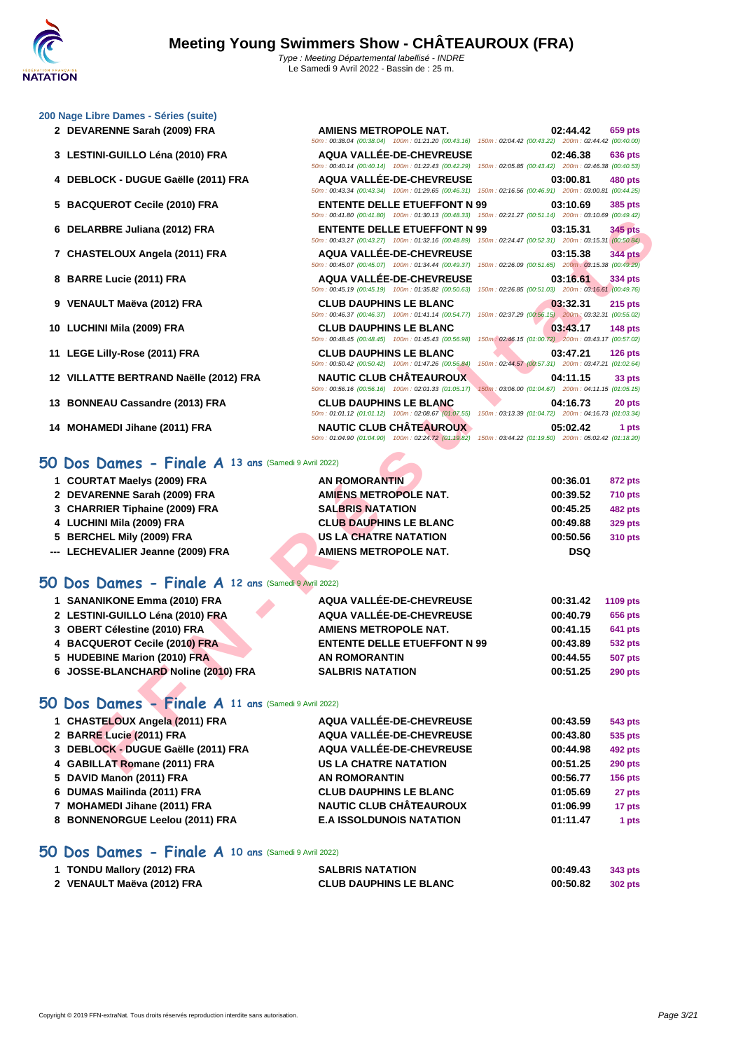# Meeting Young Swimmers Show - CHÂTEAUROUX (FRA)

*Type : Meeting Départemental labellisé - INDRE*
Le Samedi 9 Avril 2022 - Bassin de : 25 m.

### 200 Nage Libre Dames - Séries (suite)

| Place | Nom | Club | Temps | Points |
|---|---|---|---|---|
| 2 | DEVARENNE Sarah (2009) FRA | AMIENS METROPOLE NAT. | 02:44.42 | 659 pts |
| | | 50m : 00:38.04 (00:38.04) 100m : 01:21.20 (00:43.16) 150m : 02:04.42 (00:43.22) 200m : 02:44.42 (00:40.00) | | |
| 3 | LESTINI-GUILLO Léna (2010) FRA | AQUA VALLÉE-DE-CHEVREUSE | 02:46.38 | 636 pts |
| | | 50m : 00:40.14 (00:40.14) 100m : 01:22.43 (00:42.29) 150m : 02:05.85 (00:43.42) 200m : 02:46.38 (00:40.53) | | |
| 4 | DEBLOCK - DUGUE Gaëlle (2011) FRA | AQUA VALLÉE-DE-CHEVREUSE | 03:00.81 | 480 pts |
| | | 50m : 00:43.34 (00:43.34) 100m : 01:29.65 (00:46.31) 150m : 02:16.56 (00:46.91) 200m : 03:00.81 (00:44.25) | | |
| 5 | BACQUEROT Cecile (2010) FRA | ENTENTE DELLE ETUEFFONT N 99 | 03:10.69 | 385 pts |
| | | 50m : 00:41.80 (00:41.80) 100m : 01:30.13 (00:48.33) 150m : 02:21.27 (00:51.14) 200m : 03:10.69 (00:49.42) | | |
| 6 | DELARBRE Juliana (2012) FRA | ENTENTE DELLE ETUEFFONT N 99 | 03:15.31 | 345 pts |
| | | 50m : 00:43.27 (00:43.27) 100m : 01:32.16 (00:48.89) 150m : 02:24.47 (00:52.31) 200m : 03:15.31 (00:50.84) | | |
| 7 | CHASTELOUX Angela (2011) FRA | AQUA VALLÉE-DE-CHEVREUSE | 03:15.38 | 344 pts |
| | | 50m : 00:45.07 (00:45.07) 100m : 01:34.44 (00:49.37) 150m : 02:26.09 (00:51.65) 200m : 03:15.38 (00:49.29) | | |
| 8 | BARRE Lucie (2011) FRA | AQUA VALLÉE-DE-CHEVREUSE | 03:16.61 | 334 pts |
| | | 50m : 00:45.19 (00:45.19) 100m : 01:35.82 (00:50.63) 150m : 02:26.85 (00:51.03) 200m : 03:16.61 (00:49.76) | | |
| 9 | VENAULT Maëva (2012) FRA | CLUB DAUPHINS LE BLANC | 03:32.31 | 215 pts |
| | | 50m : 00:46.37 (00:46.37) 100m : 01:41.14 (00:54.77) 150m : 02:37.29 (00:56.15) 200m : 03:32.31 (00:55.02) | | |
| 10 | LUCHINI Mila (2009) FRA | CLUB DAUPHINS LE BLANC | 03:43.17 | 148 pts |
| | | 50m : 00:48.45 (00:48.45) 100m : 01:45.43 (00:56.98) 150m : 02:46.15 (01:00.72) 200m : 03:43.17 (00:57.02) | | |
| 11 | LEGE Lilly-Rose (2011) FRA | CLUB DAUPHINS LE BLANC | 03:47.21 | 126 pts |
| | | 50m : 00:50.42 (00:50.42) 100m : 01:47.26 (00:56.84) 150m : 02:44.57 (00:57.31) 200m : 03:47.21 (01:02.64) | | |
| 12 | VILLATTE BERTRAND Naëlle (2012) FRA | NAUTIC CLUB CHÂTEAUROUX | 04:11.15 | 33 pts |
| | | 50m : 00:56.16 (00:56.16) 100m : 02:01.33 (01:05.17) 150m : 03:06.00 (01:04.67) 200m : 04:11.15 (01:05.15) | | |
| 13 | BONNEAU Cassandre (2013) FRA | CLUB DAUPHINS LE BLANC | 04:16.73 | 20 pts |
| | | 50m : 01:01.12 (01:01.12) 100m : 02:08.67 (01:07.55) 150m : 03:13.39 (01:04.72) 200m : 04:16.73 (01:03.34) | | |
| 14 | MOHAMEDI Jihane (2011) FRA | NAUTIC CLUB CHÂTEAUROUX | 05:02.42 | 1 pts |
| | | 50m : 01:04.90 (01:04.90) 100m : 02:24.72 (01:19.82) 150m : 03:44.22 (01:19.50) 200m : 05:02.42 (01:18.20) | | |

## 50 Dos Dames - Finale A 13 ans (Samedi 9 Avril 2022)

| Place | Nom | Club | Temps | Points |
|---|---|---|---|---|
| 1 | COURTAT Maelys (2009) FRA | AN ROMORANTIN | 00:36.01 | 872 pts |
| 2 | DEVARENNE Sarah (2009) FRA | AMIENS METROPOLE NAT. | 00:39.52 | 710 pts |
| 3 | CHARRIER Tiphaine (2009) FRA | SALBRIS NATATION | 00:45.25 | 482 pts |
| 4 | LUCHINI Mila (2009) FRA | CLUB DAUPHINS LE BLANC | 00:49.88 | 329 pts |
| 5 | BERCHEL Mily (2009) FRA | US LA CHATRE NATATION | 00:50.56 | 310 pts |
| --- | LECHEVALIER Jeanne (2009) FRA | AMIENS METROPOLE NAT. | DSQ | |

## 50 Dos Dames - Finale A 12 ans (Samedi 9 Avril 2022)

| Place | Nom | Club | Temps | Points |
|---|---|---|---|---|
| 1 | SANANIKONE Emma (2010) FRA | AQUA VALLÉE-DE-CHEVREUSE | 00:31.42 | 1109 pts |
| 2 | LESTINI-GUILLO Léna (2010) FRA | AQUA VALLÉE-DE-CHEVREUSE | 00:40.79 | 656 pts |
| 3 | OBERT Célestine (2010) FRA | AMIENS METROPOLE NAT. | 00:41.15 | 641 pts |
| 4 | BACQUEROT Cecile (2010) FRA | ENTENTE DELLE ETUEFFONT N 99 | 00:43.89 | 532 pts |
| 5 | HUDEBINE Marion (2010) FRA | AN ROMORANTIN | 00:44.55 | 507 pts |
| 6 | JOSSE-BLANCHARD Noline (2010) FRA | SALBRIS NATATION | 00:51.25 | 290 pts |

## 50 Dos Dames - Finale A 11 ans (Samedi 9 Avril 2022)

| Place | Nom | Club | Temps | Points |
|---|---|---|---|---|
| 1 | CHASTELOUX Angela (2011) FRA | AQUA VALLÉE-DE-CHEVREUSE | 00:43.59 | 543 pts |
| 2 | BARRE Lucie (2011) FRA | AQUA VALLÉE-DE-CHEVREUSE | 00:43.80 | 535 pts |
| 3 | DEBLOCK - DUGUE Gaëlle (2011) FRA | AQUA VALLÉE-DE-CHEVREUSE | 00:44.98 | 492 pts |
| 4 | GABILLAT Romane (2011) FRA | US LA CHATRE NATATION | 00:51.25 | 290 pts |
| 5 | DAVID Manon (2011) FRA | AN ROMORANTIN | 00:56.77 | 156 pts |
| 6 | DUMAS Mailinda (2011) FRA | CLUB DAUPHINS LE BLANC | 01:05.69 | 27 pts |
| 7 | MOHAMEDI Jihane (2011) FRA | NAUTIC CLUB CHÂTEAUROUX | 01:06.99 | 17 pts |
| 8 | BONNENORGUE Leelou (2011) FRA | E.A ISSOLDUNOIS NATATION | 01:11.47 | 1 pts |

## 50 Dos Dames - Finale A 10 ans (Samedi 9 Avril 2022)

| Place | Nom | Club | Temps | Points |
|---|---|---|---|---|
| 1 | TONDU Mallory (2012) FRA | SALBRIS NATATION | 00:49.43 | 343 pts |
| 2 | VENAULT Maëva (2012) FRA | CLUB DAUPHINS LE BLANC | 00:50.82 | 302 pts |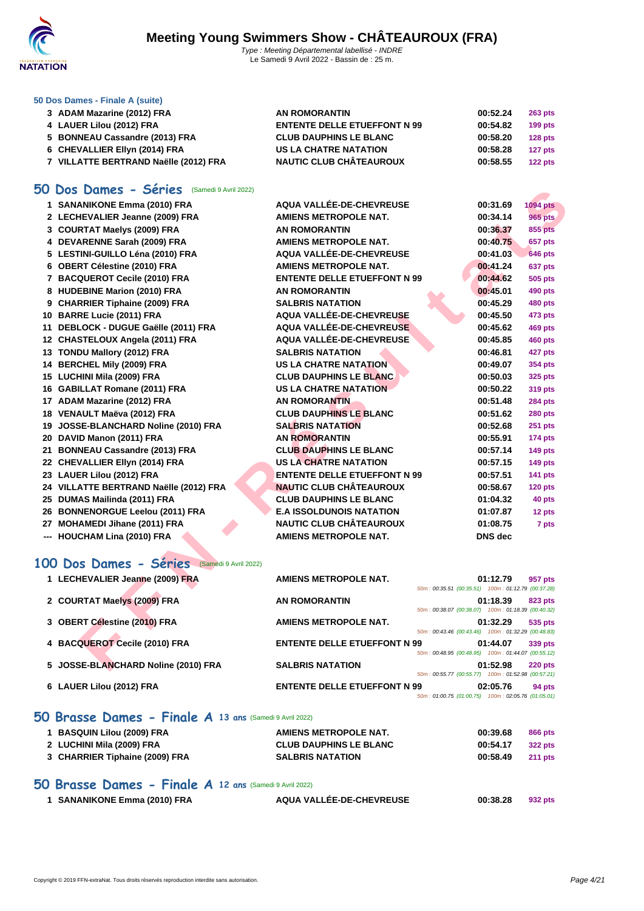# Meeting Young Swimmers Show - CHÂTEAUROUX (FRA)

Type : Meeting Départemental labellisé - INDRE
Le Samedi 9 Avril 2022 - Bassin de : 25 m.

### 50 Dos Dames - Finale A (suite)

| | | | | |
|---|---|---|---|---|
| 3 | ADAM Mazarine (2012) FRA | AN ROMORANTIN | 00:52.24 | 263 pts |
| 4 | LAUER Lilou (2012) FRA | ENTENTE DELLE ETUEFFONT N 99 | 00:54.82 | 199 pts |
| 5 | BONNEAU Cassandre (2013) FRA | CLUB DAUPHINS LE BLANC | 00:58.20 | 128 pts |
| 6 | CHEVALLIER Ellyn (2014) FRA | US LA CHATRE NATATION | 00:58.28 | 127 pts |
| 7 | VILLATTE BERTRAND Naëlle (2012) FRA | NAUTIC CLUB CHÂTEAUROUX | 00:58.55 | 122 pts |

## 50 Dos Dames - Séries (Samedi 9 Avril 2022)

| | | | | |
|---|---|---|---|---|
| 1 | SANANIKONE Emma (2010) FRA | AQUA VALLÉE-DE-CHEVREUSE | 00:31.69 | 1094 pts |
| 2 | LECHEVALIER Jeanne (2009) FRA | AMIENS METROPOLE NAT. | 00:34.14 | 965 pts |
| 3 | COURTAT Maelys (2009) FRA | AN ROMORANTIN | 00:36.37 | 855 pts |
| 4 | DEVARENNE Sarah (2009) FRA | AMIENS METROPOLE NAT. | 00:40.75 | 657 pts |
| 5 | LESTINI-GUILLO Léna (2010) FRA | AQUA VALLÉE-DE-CHEVREUSE | 00:41.03 | 646 pts |
| 6 | OBERT Célestine (2010) FRA | AMIENS METROPOLE NAT. | 00:41.24 | 637 pts |
| 7 | BACQUEROT Cecile (2010) FRA | ENTENTE DELLE ETUEFFONT N 99 | 00:44.62 | 505 pts |
| 8 | HUDEBINE Marion (2010) FRA | AN ROMORANTIN | 00:45.01 | 490 pts |
| 9 | CHARRIER Tiphaine (2009) FRA | SALBRIS NATATION | 00:45.29 | 480 pts |
| 10 | BARRE Lucie (2011) FRA | AQUA VALLÉE-DE-CHEVREUSE | 00:45.50 | 473 pts |
| 11 | DEBLOCK - DUGUE Gaëlle (2011) FRA | AQUA VALLÉE-DE-CHEVREUSE | 00:45.62 | 469 pts |
| 12 | CHASTELOUX Angela (2011) FRA | AQUA VALLÉE-DE-CHEVREUSE | 00:45.85 | 460 pts |
| 13 | TONDU Mallory (2012) FRA | SALBRIS NATATION | 00:46.81 | 427 pts |
| 14 | BERCHEL Mily (2009) FRA | US LA CHATRE NATATION | 00:49.07 | 354 pts |
| 15 | LUCHINI Mila (2009) FRA | CLUB DAUPHINS LE BLANC | 00:50.03 | 325 pts |
| 16 | GABILLAT Romane (2011) FRA | US LA CHATRE NATATION | 00:50.22 | 319 pts |
| 17 | ADAM Mazarine (2012) FRA | AN ROMORANTIN | 00:51.48 | 284 pts |
| 18 | VENAULT Maëva (2012) FRA | CLUB DAUPHINS LE BLANC | 00:51.62 | 280 pts |
| 19 | JOSSE-BLANCHARD Noline (2010) FRA | SALBRIS NATATION | 00:52.68 | 251 pts |
| 20 | DAVID Manon (2011) FRA | AN ROMORANTIN | 00:55.91 | 174 pts |
| 21 | BONNEAU Cassandre (2013) FRA | CLUB DAUPHINS LE BLANC | 00:57.14 | 149 pts |
| 22 | CHEVALLIER Ellyn (2014) FRA | US LA CHATRE NATATION | 00:57.15 | 149 pts |
| 23 | LAUER Lilou (2012) FRA | ENTENTE DELLE ETUEFFONT N 99 | 00:57.51 | 141 pts |
| 24 | VILLATTE BERTRAND Naëlle (2012) FRA | NAUTIC CLUB CHÂTEAUROUX | 00:58.67 | 120 pts |
| 25 | DUMAS Mailinda (2011) FRA | CLUB DAUPHINS LE BLANC | 01:04.32 | 40 pts |
| 26 | BONNENORGUE Leelou (2011) FRA | E.A ISSOLDUNOIS NATATION | 01:07.87 | 12 pts |
| 27 | MOHAMEDI Jihane (2011) FRA | NAUTIC CLUB CHÂTEAUROUX | 01:08.75 | 7 pts |
| --- | HOUCHAM Lina (2010) FRA | AMIENS METROPOLE NAT. | DNS dec | |

## 100 Dos Dames - Séries (Samedi 9 Avril 2022)

| | | | | | |
|---|---|---|---|---|---|
| 1 | LECHEVALIER Jeanne (2009) FRA | AMIENS METROPOLE NAT. | 01:12.79 | 957 pts | 50m : 00:35.51 (00:35.51) 100m : 01:12.79 (00:37.28) |
| 2 | COURTAT Maelys (2009) FRA | AN ROMORANTIN | 01:18.39 | 823 pts | 50m : 00:38.07 (00:38.07) 100m : 01:18.39 (00:40.32) |
| 3 | OBERT Célestine (2010) FRA | AMIENS METROPOLE NAT. | 01:32.29 | 535 pts | 50m : 00:43.46 (00:43.46) 100m : 01:32.29 (00:48.83) |
| 4 | BACQUEROT Cecile (2010) FRA | ENTENTE DELLE ETUEFFONT N 99 | 01:44.07 | 339 pts | 50m : 00:48.95 (00:48.95) 100m : 01:44.07 (00:55.12) |
| 5 | JOSSE-BLANCHARD Noline (2010) FRA | SALBRIS NATATION | 01:52.98 | 220 pts | 50m : 00:55.77 (00:55.77) 100m : 01:52.98 (00:57.21) |
| 6 | LAUER Lilou (2012) FRA | ENTENTE DELLE ETUEFFONT N 99 | 02:05.76 | 94 pts | 50m : 01:00.75 (01:00.75) 100m : 02:05.76 (01:05.01) |

## 50 Brasse Dames - Finale A 13 ans (Samedi 9 Avril 2022)

| | | | | |
|---|---|---|---|---|
| 1 | BASQUIN Lilou (2009) FRA | AMIENS METROPOLE NAT. | 00:39.68 | 866 pts |
| 2 | LUCHINI Mila (2009) FRA | CLUB DAUPHINS LE BLANC | 00:54.17 | 322 pts |
| 3 | CHARRIER Tiphaine (2009) FRA | SALBRIS NATATION | 00:58.49 | 211 pts |

## 50 Brasse Dames - Finale A 12 ans (Samedi 9 Avril 2022)

| | | | | |
|---|---|---|---|---|
| 1 | SANANIKONE Emma (2010) FRA | AQUA VALLÉE-DE-CHEVREUSE | 00:38.28 | 932 pts |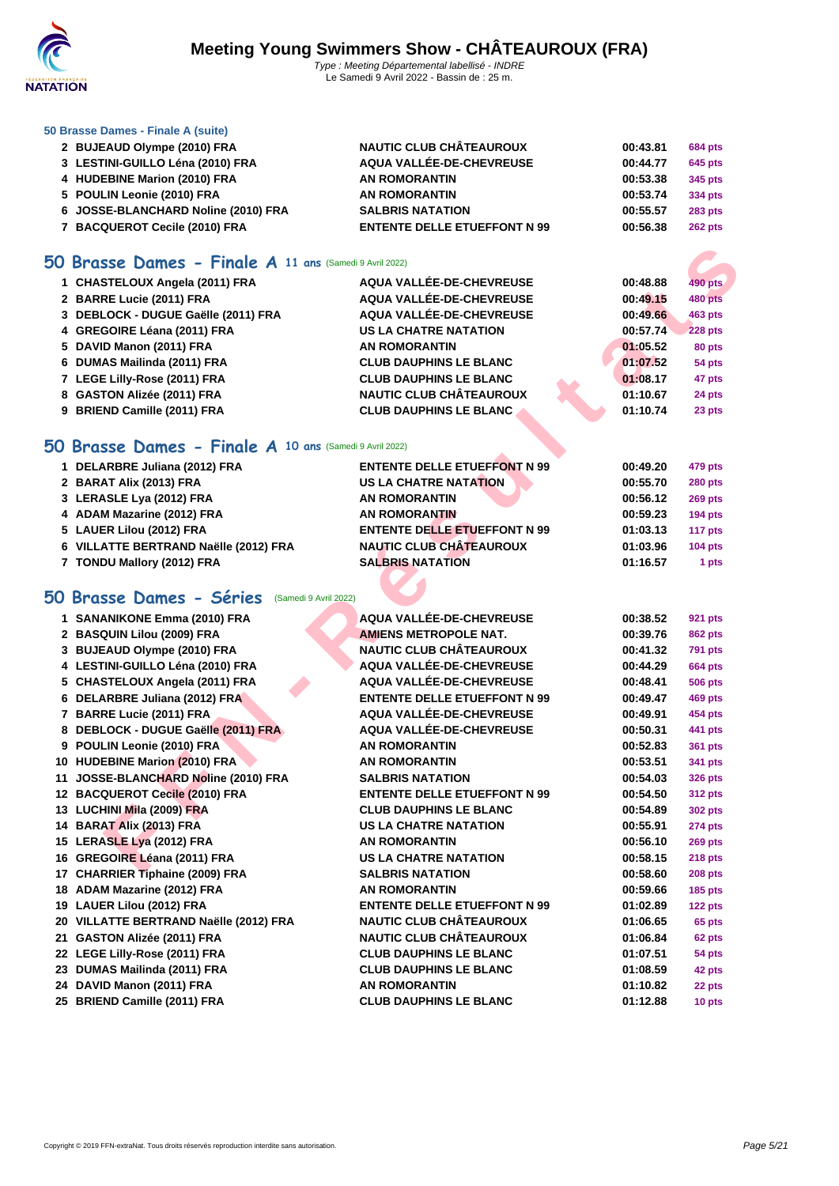# Meeting Young Swimmers Show - CHÂTEAUROUX (FRA)

*Type : Meeting Départemental labellisé - INDRE*
Le Samedi 9 Avril 2022 - Bassin de : 25 m.

### 50 Brasse Dames - Finale A (suite)

| | | | | |
|---|---|---|---|---|
| 2 | BUJEAUD Olympe (2010) FRA | NAUTIC CLUB CHÂTEAUROUX | 00:43.81 | 684 pts |
| 3 | LESTINI-GUILLO Léna (2010) FRA | AQUA VALLÉE-DE-CHEVREUSE | 00:44.77 | 645 pts |
| 4 | HUDEBINE Marion (2010) FRA | AN ROMORANTIN | 00:53.38 | 345 pts |
| 5 | POULIN Leonie (2010) FRA | AN ROMORANTIN | 00:53.74 | 334 pts |
| 6 | JOSSE-BLANCHARD Noline (2010) FRA | SALBRIS NATATION | 00:55.57 | 283 pts |
| 7 | BACQUEROT Cecile (2010) FRA | ENTENTE DELLE ETUEFFONT N 99 | 00:56.38 | 262 pts |

## 50 Brasse Dames - Finale A 11 ans (Samedi 9 Avril 2022)

| | | | | |
|---|---|---|---|---|
| 1 | CHASTELOUX Angela (2011) FRA | AQUA VALLÉE-DE-CHEVREUSE | 00:48.88 | 490 pts |
| 2 | BARRE Lucie (2011) FRA | AQUA VALLÉE-DE-CHEVREUSE | 00:49.15 | 480 pts |
| 3 | DEBLOCK - DUGUE Gaëlle (2011) FRA | AQUA VALLÉE-DE-CHEVREUSE | 00:49.66 | 463 pts |
| 4 | GREGOIRE Léana (2011) FRA | US LA CHATRE NATATION | 00:57.74 | 228 pts |
| 5 | DAVID Manon (2011) FRA | AN ROMORANTIN | 01:05.52 | 80 pts |
| 6 | DUMAS Mailinda (2011) FRA | CLUB DAUPHINS LE BLANC | 01:07.52 | 54 pts |
| 7 | LEGE Lilly-Rose (2011) FRA | CLUB DAUPHINS LE BLANC | 01:08.17 | 47 pts |
| 8 | GASTON Alizée (2011) FRA | NAUTIC CLUB CHÂTEAUROUX | 01:10.67 | 24 pts |
| 9 | BRIEND Camille (2011) FRA | CLUB DAUPHINS LE BLANC | 01:10.74 | 23 pts |

## 50 Brasse Dames - Finale A 10 ans (Samedi 9 Avril 2022)

| | | | | |
|---|---|---|---|---|
| 1 | DELARBRE Juliana (2012) FRA | ENTENTE DELLE ETUEFFONT N 99 | 00:49.20 | 479 pts |
| 2 | BARAT Alix (2013) FRA | US LA CHATRE NATATION | 00:55.70 | 280 pts |
| 3 | LERASLE Lya (2012) FRA | AN ROMORANTIN | 00:56.12 | 269 pts |
| 4 | ADAM Mazarine (2012) FRA | AN ROMORANTIN | 00:59.23 | 194 pts |
| 5 | LAUER Lilou (2012) FRA | ENTENTE DELLE ETUEFFONT N 99 | 01:03.13 | 117 pts |
| 6 | VILLATTE BERTRAND Naëlle (2012) FRA | NAUTIC CLUB CHÂTEAUROUX | 01:03.96 | 104 pts |
| 7 | TONDU Mallory (2012) FRA | SALBRIS NATATION | 01:16.57 | 1 pts |

## 50 Brasse Dames - Séries (Samedi 9 Avril 2022)

| | | | | |
|---|---|---|---|---|
| 1 | SANANIKONE Emma (2010) FRA | AQUA VALLÉE-DE-CHEVREUSE | 00:38.52 | 921 pts |
| 2 | BASQUIN Lilou (2009) FRA | AMIENS METROPOLE NAT. | 00:39.76 | 862 pts |
| 3 | BUJEAUD Olympe (2010) FRA | NAUTIC CLUB CHÂTEAUROUX | 00:41.32 | 791 pts |
| 4 | LESTINI-GUILLO Léna (2010) FRA | AQUA VALLÉE-DE-CHEVREUSE | 00:44.29 | 664 pts |
| 5 | CHASTELOUX Angela (2011) FRA | AQUA VALLÉE-DE-CHEVREUSE | 00:48.41 | 506 pts |
| 6 | DELARBRE Juliana (2012) FRA | ENTENTE DELLE ETUEFFONT N 99 | 00:49.47 | 469 pts |
| 7 | BARRE Lucie (2011) FRA | AQUA VALLÉE-DE-CHEVREUSE | 00:49.91 | 454 pts |
| 8 | DEBLOCK - DUGUE Gaëlle (2011) FRA | AQUA VALLÉE-DE-CHEVREUSE | 00:50.31 | 441 pts |
| 9 | POULIN Leonie (2010) FRA | AN ROMORANTIN | 00:52.83 | 361 pts |
| 10 | HUDEBINE Marion (2010) FRA | AN ROMORANTIN | 00:53.51 | 341 pts |
| 11 | JOSSE-BLANCHARD Noline (2010) FRA | SALBRIS NATATION | 00:54.03 | 326 pts |
| 12 | BACQUEROT Cecile (2010) FRA | ENTENTE DELLE ETUEFFONT N 99 | 00:54.50 | 312 pts |
| 13 | LUCHINI Mila (2009) FRA | CLUB DAUPHINS LE BLANC | 00:54.89 | 302 pts |
| 14 | BARAT Alix (2013) FRA | US LA CHATRE NATATION | 00:55.91 | 274 pts |
| 15 | LERASLE Lya (2012) FRA | AN ROMORANTIN | 00:56.10 | 269 pts |
| 16 | GREGOIRE Léana (2011) FRA | US LA CHATRE NATATION | 00:58.15 | 218 pts |
| 17 | CHARRIER Tiphaine (2009) FRA | SALBRIS NATATION | 00:58.60 | 208 pts |
| 18 | ADAM Mazarine (2012) FRA | AN ROMORANTIN | 00:59.66 | 185 pts |
| 19 | LAUER Lilou (2012) FRA | ENTENTE DELLE ETUEFFONT N 99 | 01:02.89 | 122 pts |
| 20 | VILLATTE BERTRAND Naëlle (2012) FRA | NAUTIC CLUB CHÂTEAUROUX | 01:06.65 | 65 pts |
| 21 | GASTON Alizée (2011) FRA | NAUTIC CLUB CHÂTEAUROUX | 01:06.84 | 62 pts |
| 22 | LEGE Lilly-Rose (2011) FRA | CLUB DAUPHINS LE BLANC | 01:07.51 | 54 pts |
| 23 | DUMAS Mailinda (2011) FRA | CLUB DAUPHINS LE BLANC | 01:08.59 | 42 pts |
| 24 | DAVID Manon (2011) FRA | AN ROMORANTIN | 01:10.82 | 22 pts |
| 25 | BRIEND Camille (2011) FRA | CLUB DAUPHINS LE BLANC | 01:12.88 | 10 pts |

Copyright © 2019 FFN-extraNat. Tous droits réservés reproduction interdite sans autorisation.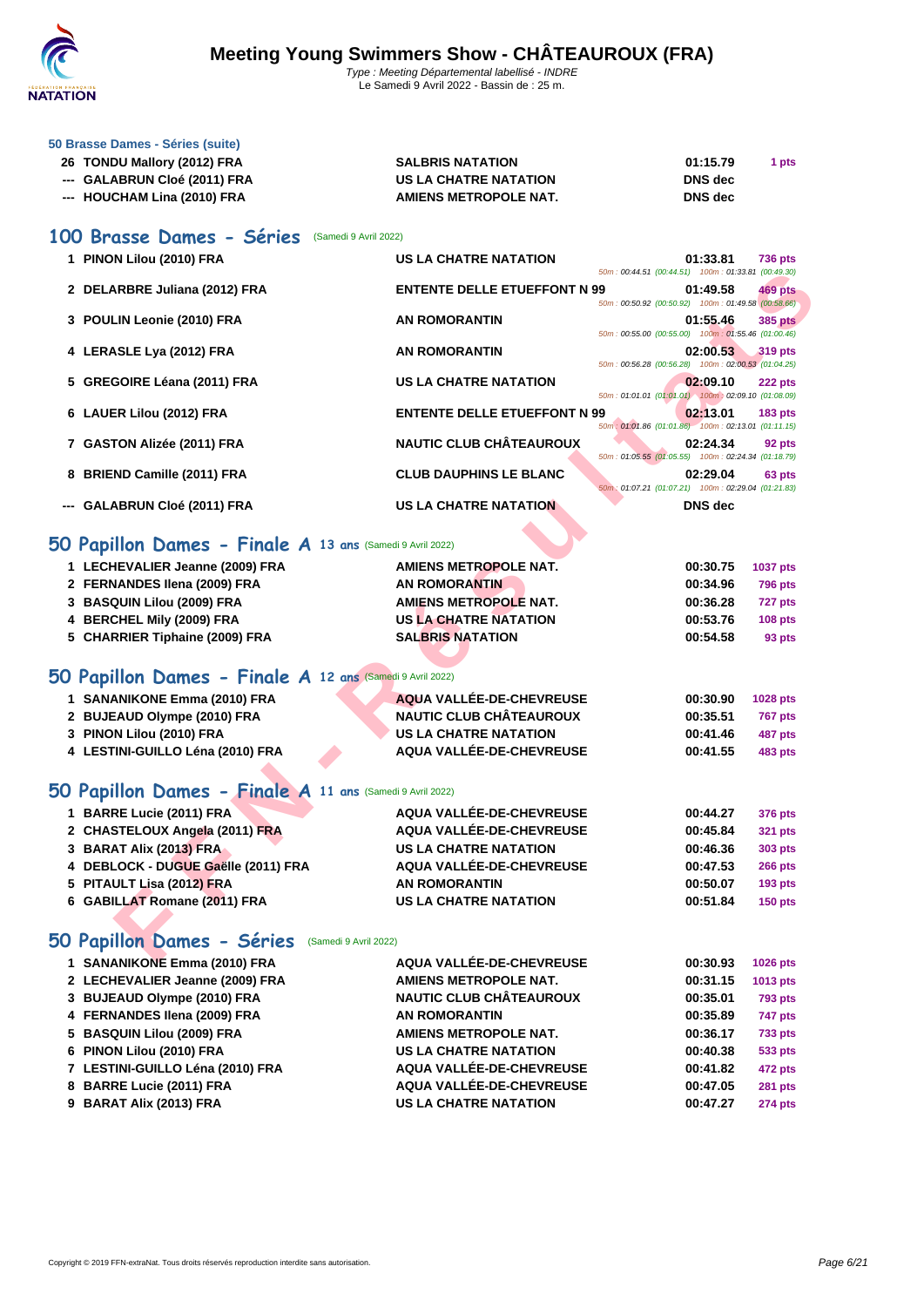# Meeting Young Swimmers Show - CHÂTEAUROUX (FRA)

*Type : Meeting Départemental labellisé - INDRE*
Le Samedi 9 Avril 2022 - Bassin de : 25 m.

### 50 Brasse Dames - Séries (suite)

| | | | | |
|---|---|---|---|---|
| 26 | TONDU Mallory (2012) FRA | SALBRIS NATATION | 01:15.79 | 1 pts |
| --- | GALABRUN Cloé (2011) FRA | US LA CHATRE NATATION | DNS dec | |
| --- | HOUCHAM Lina (2010) FRA | AMIENS METROPOLE NAT. | DNS dec | |

## 100 Brasse Dames - Séries (Samedi 9 Avril 2022)

| | | | | | |
|---|---|---|---|---|---|
| 1 | PINON Lilou (2010) FRA | US LA CHATRE NATATION | 01:33.81 | 736 pts | 50m : 00:44.51 (00:44.51) 100m : 01:33.81 (00:49.30) |
| 2 | DELARBRE Juliana (2012) FRA | ENTENTE DELLE ETUEFFONT N 99 | 01:49.58 | 469 pts | 50m : 00:50.92 (00:50.92) 100m : 01:49.58 (00:58.66) |
| 3 | POULIN Leonie (2010) FRA | AN ROMORANTIN | 01:55.46 | 385 pts | 50m : 00:55.00 (00:55.00) 100m : 01:55.46 (01:00.46) |
| 4 | LERASLE Lya (2012) FRA | AN ROMORANTIN | 02:00.53 | 319 pts | 50m : 00:56.28 (00:56.28) 100m : 02:00.53 (01:04.25) |
| 5 | GREGOIRE Léana (2011) FRA | US LA CHATRE NATATION | 02:09.10 | 222 pts | 50m : 01:01.01 (01:01.01) 100m : 02:09.10 (01:08.09) |
| 6 | LAUER Lilou (2012) FRA | ENTENTE DELLE ETUEFFONT N 99 | 02:13.01 | 183 pts | 50m : 01:01.86 (01:01.86) 100m : 02:13.01 (01:11.15) |
| 7 | GASTON Alizée (2011) FRA | NAUTIC CLUB CHÂTEAUROUX | 02:24.34 | 92 pts | 50m : 01:05.55 (01:05.55) 100m : 02:24.34 (01:18.79) |
| 8 | BRIEND Camille (2011) FRA | CLUB DAUPHINS LE BLANC | 02:29.04 | 63 pts | 50m : 01:07.21 (01:07.21) 100m : 02:29.04 (01:21.83) |
| --- | GALABRUN Cloé (2011) FRA | US LA CHATRE NATATION | DNS dec | | |

## 50 Papillon Dames - Finale A 13 ans (Samedi 9 Avril 2022)

| | | | | |
|---|---|---|---|---|
| 1 | LECHEVALIER Jeanne (2009) FRA | AMIENS METROPOLE NAT. | 00:30.75 | 1037 pts |
| 2 | FERNANDES Ilena (2009) FRA | AN ROMORANTIN | 00:34.96 | 796 pts |
| 3 | BASQUIN Lilou (2009) FRA | AMIENS METROPOLE NAT. | 00:36.28 | 727 pts |
| 4 | BERCHEL Mily (2009) FRA | US LA CHATRE NATATION | 00:53.76 | 108 pts |
| 5 | CHARRIER Tiphaine (2009) FRA | SALBRIS NATATION | 00:54.58 | 93 pts |

## 50 Papillon Dames - Finale A 12 ans (Samedi 9 Avril 2022)

| | | | | |
|---|---|---|---|---|
| 1 | SANANIKONE Emma (2010) FRA | AQUA VALLÉE-DE-CHEVREUSE | 00:30.90 | 1028 pts |
| 2 | BUJEAUD Olympe (2010) FRA | NAUTIC CLUB CHÂTEAUROUX | 00:35.51 | 767 pts |
| 3 | PINON Lilou (2010) FRA | US LA CHATRE NATATION | 00:41.46 | 487 pts |
| 4 | LESTINI-GUILLO Léna (2010) FRA | AQUA VALLÉE-DE-CHEVREUSE | 00:41.55 | 483 pts |

## 50 Papillon Dames - Finale A 11 ans (Samedi 9 Avril 2022)

| | | | | |
|---|---|---|---|---|
| 1 | BARRE Lucie (2011) FRA | AQUA VALLÉE-DE-CHEVREUSE | 00:44.27 | 376 pts |
| 2 | CHASTELOUX Angela (2011) FRA | AQUA VALLÉE-DE-CHEVREUSE | 00:45.84 | 321 pts |
| 3 | BARAT Alix (2013) FRA | US LA CHATRE NATATION | 00:46.36 | 303 pts |
| 4 | DEBLOCK - DUGUE Gaëlle (2011) FRA | AQUA VALLÉE-DE-CHEVREUSE | 00:47.53 | 266 pts |
| 5 | PITAULT Lisa (2012) FRA | AN ROMORANTIN | 00:50.07 | 193 pts |
| 6 | GABILLAT Romane (2011) FRA | US LA CHATRE NATATION | 00:51.84 | 150 pts |

## 50 Papillon Dames - Séries (Samedi 9 Avril 2022)

| | | | | |
|---|---|---|---|---|
| 1 | SANANIKONE Emma (2010) FRA | AQUA VALLÉE-DE-CHEVREUSE | 00:30.93 | 1026 pts |
| 2 | LECHEVALIER Jeanne (2009) FRA | AMIENS METROPOLE NAT. | 00:31.15 | 1013 pts |
| 3 | BUJEAUD Olympe (2010) FRA | NAUTIC CLUB CHÂTEAUROUX | 00:35.01 | 793 pts |
| 4 | FERNANDES Ilena (2009) FRA | AN ROMORANTIN | 00:35.89 | 747 pts |
| 5 | BASQUIN Lilou (2009) FRA | AMIENS METROPOLE NAT. | 00:36.17 | 733 pts |
| 6 | PINON Lilou (2010) FRA | US LA CHATRE NATATION | 00:40.38 | 533 pts |
| 7 | LESTINI-GUILLO Léna (2010) FRA | AQUA VALLÉE-DE-CHEVREUSE | 00:41.82 | 472 pts |
| 8 | BARRE Lucie (2011) FRA | AQUA VALLÉE-DE-CHEVREUSE | 00:47.05 | 281 pts |
| 9 | BARAT Alix (2013) FRA | US LA CHATRE NATATION | 00:47.27 | 274 pts |

Copyright © 2019 FFN-extraNat. Tous droits réservés reproduction interdite sans autorisation.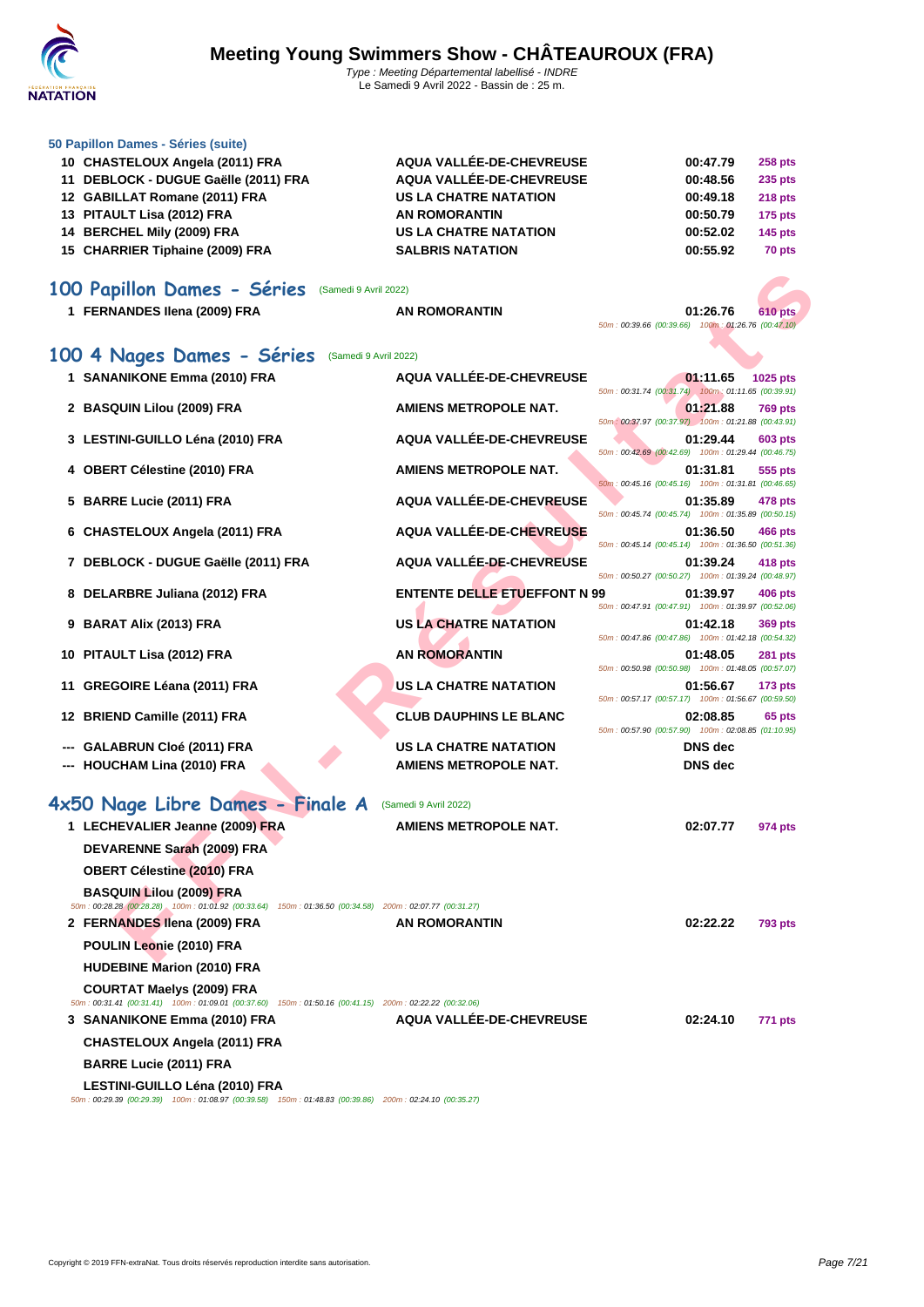### 50 Papillon Dames - Séries (suite)

| | | | | |
|---|---|---|---|---|
| 10 | CHASTELOUX Angela (2011) FRA | AQUA VALLÉE-DE-CHEVREUSE | 00:47.79 | 258 pts |
| 11 | DEBLOCK - DUGUE Gaëlle (2011) FRA | AQUA VALLÉE-DE-CHEVREUSE | 00:48.56 | 235 pts |
| 12 | GABILLAT Romane (2011) FRA | US LA CHATRE NATATION | 00:49.18 | 218 pts |
| 13 | PITAULT Lisa (2012) FRA | AN ROMORANTIN | 00:50.79 | 175 pts |
| 14 | BERCHEL Mily (2009) FRA | US LA CHATRE NATATION | 00:52.02 | 145 pts |
| 15 | CHARRIER Tiphaine (2009) FRA | SALBRIS NATATION | 00:55.92 | 70 pts |

## 100 Papillon Dames - Séries (Samedi 9 Avril 2022)

| | | | | |
|---|---|---|---|---|
| 1 | FERNANDES Ilena (2009) FRA | AN ROMORANTIN | 01:26.76 | 610 pts |

50m : 00:39.66 (00:39.66) 100m : 01:26.76 (00:47.10)

## 100 4 Nages Dames - Séries (Samedi 9 Avril 2022)

| | | | | | |
|---|---|---|---|---|---|
| 1 | SANANIKONE Emma (2010) FRA | AQUA VALLÉE-DE-CHEVREUSE | 01:11.65 | 1025 pts | 50m : 00:31.74 (00:31.74) 100m : 01:11.65 (00:39.91) |
| 2 | BASQUIN Lilou (2009) FRA | AMIENS METROPOLE NAT. | 01:21.88 | 769 pts | 50m : 00:37.97 (00:37.97) 100m : 01:21.88 (00:43.91) |
| 3 | LESTINI-GUILLO Léna (2010) FRA | AQUA VALLÉE-DE-CHEVREUSE | 01:29.44 | 603 pts | 50m : 00:42.69 (00:42.69) 100m : 01:29.44 (00:46.75) |
| 4 | OBERT Célestine (2010) FRA | AMIENS METROPOLE NAT. | 01:31.81 | 555 pts | 50m : 00:45.16 (00:45.16) 100m : 01:31.81 (00:46.65) |
| 5 | BARRE Lucie (2011) FRA | AQUA VALLÉE-DE-CHEVREUSE | 01:35.89 | 478 pts | 50m : 00:45.74 (00:45.74) 100m : 01:35.89 (00:50.15) |
| 6 | CHASTELOUX Angela (2011) FRA | AQUA VALLÉE-DE-CHEVREUSE | 01:36.50 | 466 pts | 50m : 00:45.14 (00:45.14) 100m : 01:36.50 (00:51.36) |
| 7 | DEBLOCK - DUGUE Gaëlle (2011) FRA | AQUA VALLÉE-DE-CHEVREUSE | 01:39.24 | 418 pts | 50m : 00:50.27 (00:50.27) 100m : 01:39.24 (00:48.97) |
| 8 | DELARBRE Juliana (2012) FRA | ENTENTE DELLE ETUEFFONT N 99 | 01:39.97 | 406 pts | 50m : 00:47.91 (00:47.91) 100m : 01:39.97 (00:52.06) |
| 9 | BARAT Alix (2013) FRA | US LA CHATRE NATATION | 01:42.18 | 369 pts | 50m : 00:47.86 (00:47.86) 100m : 01:42.18 (00:54.32) |
| 10 | PITAULT Lisa (2012) FRA | AN ROMORANTIN | 01:48.05 | 281 pts | 50m : 00:50.98 (00:50.98) 100m : 01:48.05 (00:57.07) |
| 11 | GREGOIRE Léana (2011) FRA | US LA CHATRE NATATION | 01:56.67 | 173 pts | 50m : 00:57.17 (00:57.17) 100m : 01:56.67 (00:59.50) |
| 12 | BRIEND Camille (2011) FRA | CLUB DAUPHINS LE BLANC | 02:08.85 | 65 pts | 50m : 00:57.90 (00:57.90) 100m : 02:08.85 (01:10.95) |
| --- | GALABRUN Cloé (2011) FRA | US LA CHATRE NATATION | DNS dec | | |
| --- | HOUCHAM Lina (2010) FRA | AMIENS METROPOLE NAT. | DNS dec | | |

## 4x50 Nage Libre Dames - Finale A (Samedi 9 Avril 2022)

**1** LECHEVALIER Jeanne (2009) FRA — AMIENS METROPOLE NAT. — 02:07.77 — 974 pts
DEVARENNE Sarah (2009) FRA
OBERT Célestine (2010) FRA
BASQUIN Lilou (2009) FRA
50m : 00:28.28 (00:28.28) 100m : 01:01.92 (00:33.64) 150m : 01:36.50 (00:34.58) 200m : 02:07.77 (00:31.27)

**2** FERNANDES Ilena (2009) FRA — AN ROMORANTIN — 02:22.22 — 793 pts
POULIN Leonie (2010) FRA
HUDEBINE Marion (2010) FRA
COURTAT Maelys (2009) FRA
50m : 00:31.41 (00:31.41) 100m : 01:09.01 (00:37.60) 150m : 01:50.16 (00:41.15) 200m : 02:22.22 (00:32.06)

**3** SANANIKONE Emma (2010) FRA — AQUA VALLÉE-DE-CHEVREUSE — 02:24.10 — 771 pts
CHASTELOUX Angela (2011) FRA
BARRE Lucie (2011) FRA
LESTINI-GUILLO Léna (2010) FRA
50m : 00:29.39 (00:29.39) 100m : 01:08.97 (00:39.58) 150m : 01:48.83 (00:39.86) 200m : 02:24.10 (00:35.27)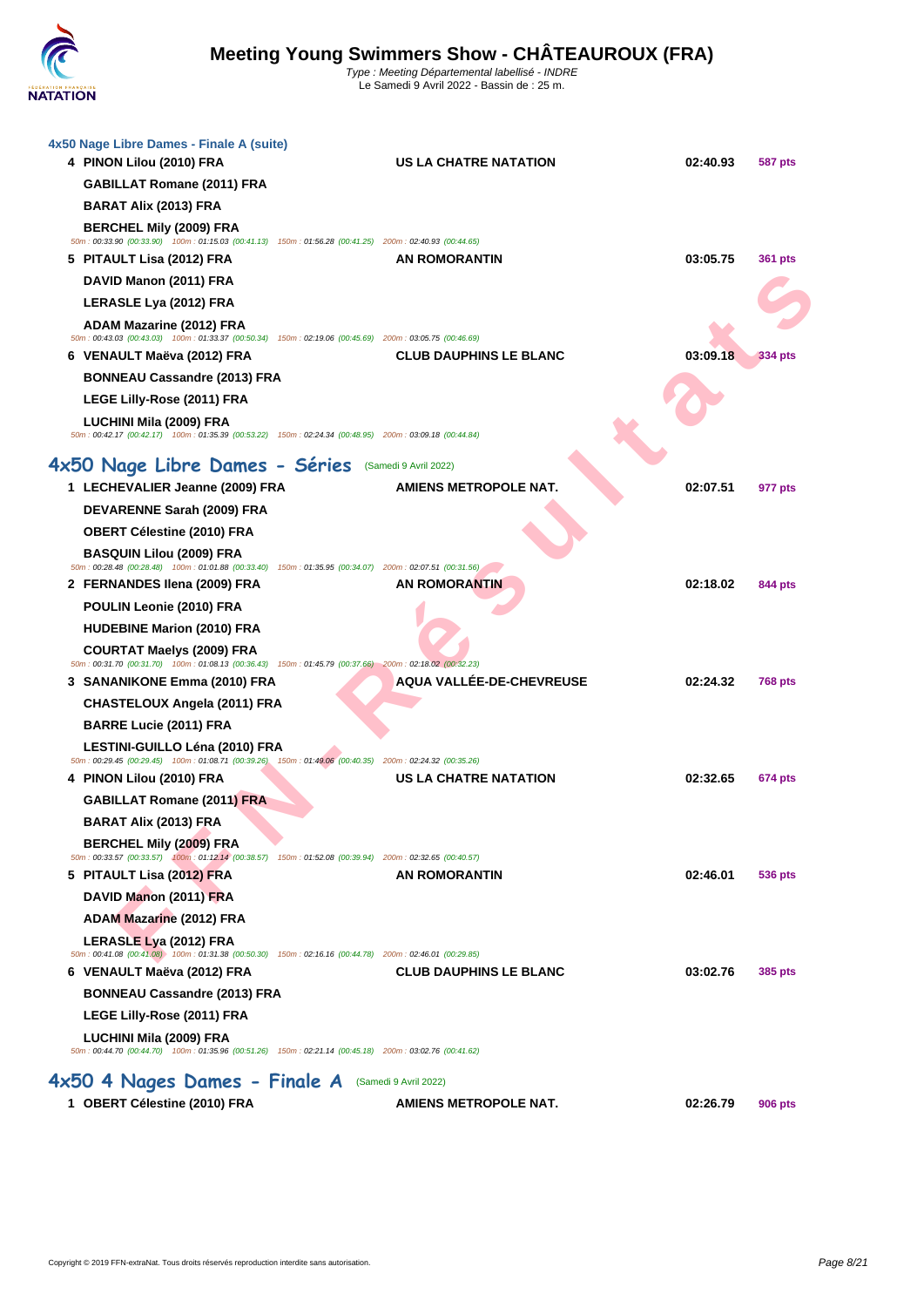#### 4x50 Nage Libre Dames - Finale A (suite)

| Rang | Nageurs | Club | Temps | Points |
|---|---|---|---|---|
| 4 | PINON Lilou (2010) FRA | US LA CHATRE NATATION | 02:40.93 | 587 pts |
| | GABILLAT Romane (2011) FRA | | | |
| | BARAT Alix (2013) FRA | | | |
| | BERCHEL Mily (2009) FRA | | | |
| | 50m : 00:33.90 (00:33.90) 100m : 01:15.03 (00:41.13) 150m : 01:56.28 (00:41.25) 200m : 02:40.93 (00:44.65) | | | |
| 5 | PITAULT Lisa (2012) FRA | AN ROMORANTIN | 03:05.75 | 361 pts |
| | DAVID Manon (2011) FRA | | | |
| | LERASLE Lya (2012) FRA | | | |
| | ADAM Mazarine (2012) FRA | | | |
| | 50m : 00:43.03 (00:43.03) 100m : 01:33.37 (00:50.34) 150m : 02:19.06 (00:45.69) 200m : 03:05.75 (00:46.69) | | | |
| 6 | VENAULT Maëva (2012) FRA | CLUB DAUPHINS LE BLANC | 03:09.18 | 334 pts |
| | BONNEAU Cassandre (2013) FRA | | | |
| | LEGE Lilly-Rose (2011) FRA | | | |
| | LUCHINI Mila (2009) FRA | | | |
| | 50m : 00:42.17 (00:42.17) 100m : 01:35.39 (00:53.22) 150m : 02:24.34 (00:48.95) 200m : 03:09.18 (00:44.84) | | | |

## 4x50 Nage Libre Dames - Séries (Samedi 9 Avril 2022)

| Rang | Nageurs | Club | Temps | Points |
|---|---|---|---|---|
| 1 | LECHEVALIER Jeanne (2009) FRA | AMIENS METROPOLE NAT. | 02:07.51 | 977 pts |
| | DEVARENNE Sarah (2009) FRA | | | |
| | OBERT Célestine (2010) FRA | | | |
| | BASQUIN Lilou (2009) FRA | | | |
| | 50m : 00:28.48 (00:28.48) 100m : 01:01.88 (00:33.40) 150m : 01:35.95 (00:34.07) 200m : 02:07.51 (00:31.56) | | | |
| 2 | FERNANDES Ilena (2009) FRA | AN ROMORANTIN | 02:18.02 | 844 pts |
| | POULIN Leonie (2010) FRA | | | |
| | HUDEBINE Marion (2010) FRA | | | |
| | COURTAT Maelys (2009) FRA | | | |
| | 50m : 00:31.70 (00:31.70) 100m : 01:08.13 (00:36.43) 150m : 01:45.79 (00:37.66) 200m : 02:18.02 (00:32.23) | | | |
| 3 | SANANIKONE Emma (2010) FRA | AQUA VALLÉE-DE-CHEVREUSE | 02:24.32 | 768 pts |
| | CHASTELOUX Angela (2011) FRA | | | |
| | BARRE Lucie (2011) FRA | | | |
| | LESTINI-GUILLO Léna (2010) FRA | | | |
| | 50m : 00:29.45 (00:29.45) 100m : 01:08.71 (00:39.26) 150m : 01:49.06 (00:40.35) 200m : 02:24.32 (00:35.26) | | | |
| 4 | PINON Lilou (2010) FRA | US LA CHATRE NATATION | 02:32.65 | 674 pts |
| | GABILLAT Romane (2011) FRA | | | |
| | BARAT Alix (2013) FRA | | | |
| | BERCHEL Mily (2009) FRA | | | |
| | 50m : 00:33.57 (00:33.57) 100m : 01:12.14 (00:38.57) 150m : 01:52.08 (00:39.94) 200m : 02:32.65 (00:40.57) | | | |
| 5 | PITAULT Lisa (2012) FRA | AN ROMORANTIN | 02:46.01 | 536 pts |
| | DAVID Manon (2011) FRA | | | |
| | ADAM Mazarine (2012) FRA | | | |
| | LERASLE Lya (2012) FRA | | | |
| | 50m : 00:41.08 (00:41.08) 100m : 01:31.38 (00:50.30) 150m : 02:16.16 (00:44.78) 200m : 02:46.01 (00:29.85) | | | |
| 6 | VENAULT Maëva (2012) FRA | CLUB DAUPHINS LE BLANC | 03:02.76 | 385 pts |
| | BONNEAU Cassandre (2013) FRA | | | |
| | LEGE Lilly-Rose (2011) FRA | | | |
| | LUCHINI Mila (2009) FRA | | | |
| | 50m : 00:44.70 (00:44.70) 100m : 01:35.96 (00:51.26) 150m : 02:21.14 (00:45.18) 200m : 03:02.76 (00:41.62) | | | |

## 4x50 4 Nages Dames - Finale A (Samedi 9 Avril 2022)

| Rang | Nageurs | Club | Temps | Points |
|---|---|---|---|---|
| 1 | OBERT Célestine (2010) FRA | AMIENS METROPOLE NAT. | 02:26.79 | 906 pts |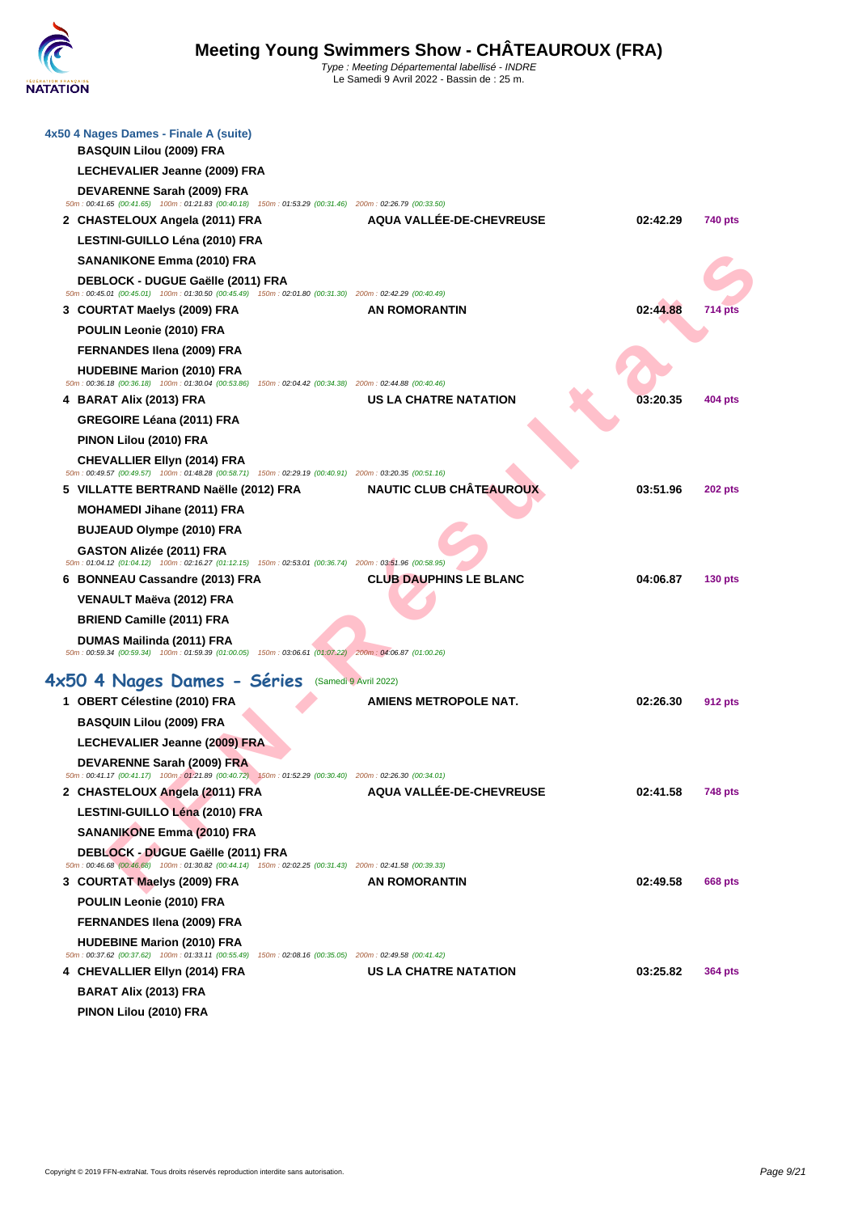# Meeting Young Swimmers Show - CHÂTEAUROUX (FRA)

*Type : Meeting Départemental labellisé - INDRE*
Le Samedi 9 Avril 2022 - Bassin de : 25 m.

### 4x50 4 Nages Dames - Finale A (suite)

| | | | | |
|---|---|---|---|---|
| | **BASQUIN Lilou (2009) FRA** | | | |
| | **LECHEVALIER Jeanne (2009) FRA** | | | |
| | **DEVARENNE Sarah (2009) FRA** | | | |
| | 50m : 00:41.65 (00:41.65) 100m : 01:21.83 (00:40.18) 150m : 01:53.29 (00:31.46) 200m : 02:26.79 (00:33.50) | | | |
| 2 | **CHASTELOUX Angela (2011) FRA** | **AQUA VALLÉE-DE-CHEVREUSE** | **02:42.29** | **740 pts** |
| | **LESTINI-GUILLO Léna (2010) FRA** | | | |
| | **SANANIKONE Emma (2010) FRA** | | | |
| | **DEBLOCK - DUGUE Gaëlle (2011) FRA** | | | |
| | 50m : 00:45.01 (00:45.01) 100m : 01:30.50 (00:45.49) 150m : 02:01.80 (00:31.30) 200m : 02:42.29 (00:40.49) | | | |
| 3 | **COURTAT Maelys (2009) FRA** | **AN ROMORANTIN** | **02:44.88** | **714 pts** |
| | **POULIN Leonie (2010) FRA** | | | |
| | **FERNANDES Ilena (2009) FRA** | | | |
| | **HUDEBINE Marion (2010) FRA** | | | |
| | 50m : 00:36.18 (00:36.18) 100m : 01:30.04 (00:53.86) 150m : 02:04.42 (00:34.38) 200m : 02:44.88 (00:40.46) | | | |
| 4 | **BARAT Alix (2013) FRA** | **US LA CHATRE NATATION** | **03:20.35** | **404 pts** |
| | **GREGOIRE Léana (2011) FRA** | | | |
| | **PINON Lilou (2010) FRA** | | | |
| | **CHEVALLIER Ellyn (2014) FRA** | | | |
| | 50m : 00:49.57 (00:49.57) 100m : 01:48.28 (00:58.71) 150m : 02:29.19 (00:40.91) 200m : 03:20.35 (00:51.16) | | | |
| 5 | **VILLATTE BERTRAND Naëlle (2012) FRA** | **NAUTIC CLUB CHÂTEAUROUX** | **03:51.96** | **202 pts** |
| | **MOHAMEDI Jihane (2011) FRA** | | | |
| | **BUJEAUD Olympe (2010) FRA** | | | |
| | **GASTON Alizée (2011) FRA** | | | |
| | 50m : 01:04.12 (01:04.12) 100m : 02:16.27 (01:12.15) 150m : 02:53.01 (00:36.74) 200m : 03:51.96 (00:58.95) | | | |
| 6 | **BONNEAU Cassandre (2013) FRA** | **CLUB DAUPHINS LE BLANC** | **04:06.87** | **130 pts** |
| | **VENAULT Maëva (2012) FRA** | | | |
| | **BRIEND Camille (2011) FRA** | | | |
| | **DUMAS Mailinda (2011) FRA** | | | |
| | 50m : 00:59.34 (00:59.34) 100m : 01:59.39 (01:00.05) 150m : 03:06.61 (01:07.22) 200m : 04:06.87 (01:00.26) | | | |

## 4x50 4 Nages Dames - Séries (Samedi 9 Avril 2022)

| | | | | |
|---|---|---|---|---|
| 1 | **OBERT Célestine (2010) FRA** | **AMIENS METROPOLE NAT.** | **02:26.30** | **912 pts** |
| | **BASQUIN Lilou (2009) FRA** | | | |
| | **LECHEVALIER Jeanne (2009) FRA** | | | |
| | **DEVARENNE Sarah (2009) FRA** | | | |
| | 50m : 00:41.17 (00:41.17) 100m : 01:21.89 (00:40.72) 150m : 01:52.29 (00:30.40) 200m : 02:26.30 (00:34.01) | | | |
| 2 | **CHASTELOUX Angela (2011) FRA** | **AQUA VALLÉE-DE-CHEVREUSE** | **02:41.58** | **748 pts** |
| | **LESTINI-GUILLO Léna (2010) FRA** | | | |
| | **SANANIKONE Emma (2010) FRA** | | | |
| | **DEBLOCK - DUGUE Gaëlle (2011) FRA** | | | |
| | 50m : 00:46.68 (00:46.68) 100m : 01:30.82 (00:44.14) 150m : 02:02.25 (00:31.43) 200m : 02:41.58 (00:39.33) | | | |
| 3 | **COURTAT Maelys (2009) FRA** | **AN ROMORANTIN** | **02:49.58** | **668 pts** |
| | **POULIN Leonie (2010) FRA** | | | |
| | **FERNANDES Ilena (2009) FRA** | | | |
| | **HUDEBINE Marion (2010) FRA** | | | |
| | 50m : 00:37.62 (00:37.62) 100m : 01:33.11 (00:55.49) 150m : 02:08.16 (00:35.05) 200m : 02:49.58 (00:41.42) | | | |
| 4 | **CHEVALLIER Ellyn (2014) FRA** | **US LA CHATRE NATATION** | **03:25.82** | **364 pts** |
| | **BARAT Alix (2013) FRA** | | | |
| | **PINON Lilou (2010) FRA** | | | |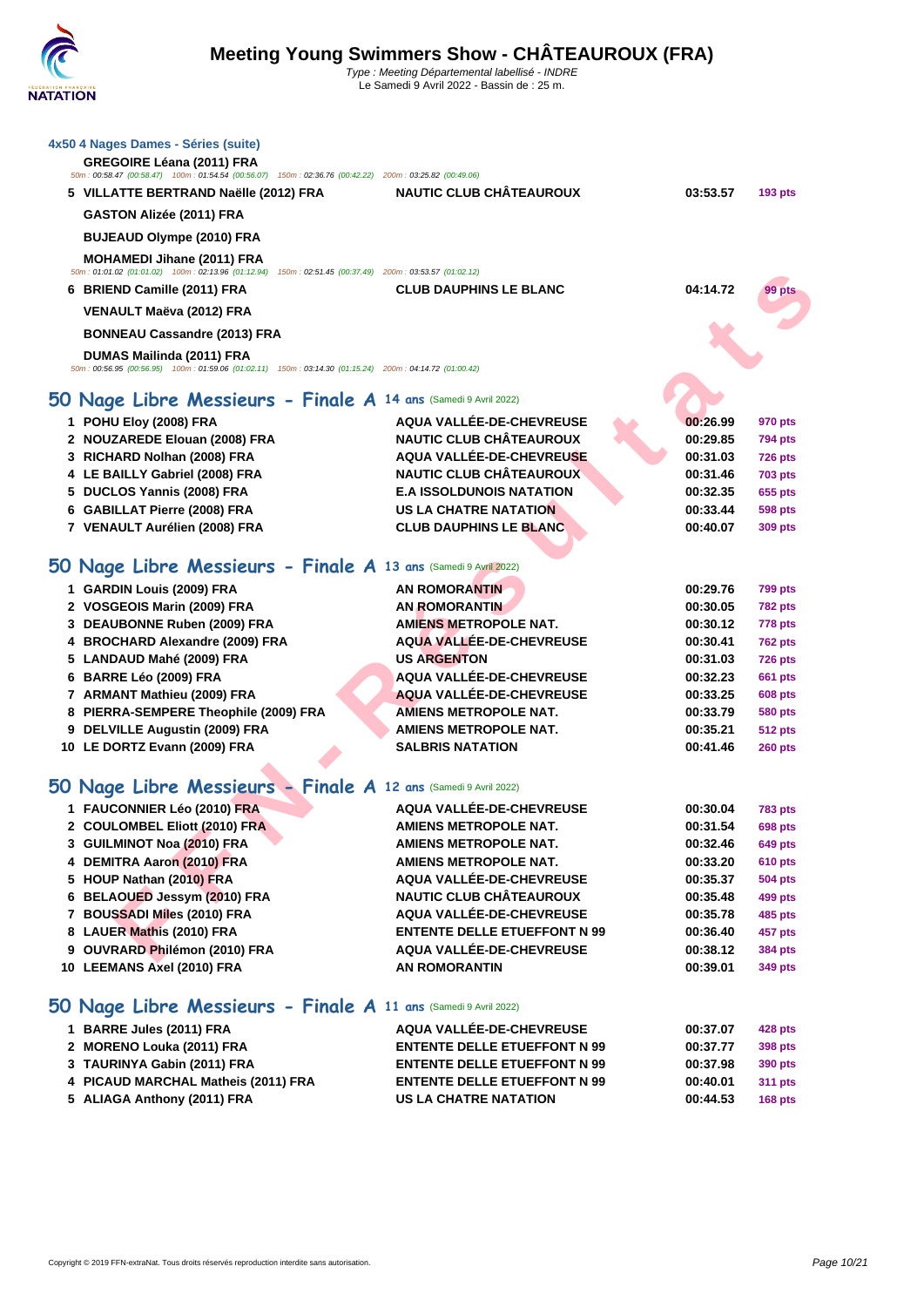### 4x50 4 Nages Dames - Séries (suite)

**GREGOIRE Léana (2011) FRA**
50m : 00:58.47 (00:58.47) 100m : 01:54.54 (00:56.07) 150m : 02:36.76 (00:42.22) 200m : 03:25.82 (00:49.06)

| | | | | |
|---|---|---|---|---|
| 5 | VILLATTE BERTRAND Naëlle (2012) FRA | NAUTIC CLUB CHÂTEAUROUX | 03:53.57 | 193 pts |
| | GASTON Alizée (2011) FRA | | | |
| | BUJEAUD Olympe (2010) FRA | | | |
| | MOHAMEDI Jihane (2011) FRA | | | |

50m : 01:01.02 (01:01.02) 100m : 02:13.96 (01:12.94) 150m : 02:51.45 (00:37.49) 200m : 03:53.57 (01:02.12)

| | | | | |
|---|---|---|---|---|
| 6 | BRIEND Camille (2011) FRA | CLUB DAUPHINS LE BLANC | 04:14.72 | 99 pts |
| | VENAULT Maëva (2012) FRA | | | |
| | BONNEAU Cassandre (2013) FRA | | | |
| | DUMAS Mailinda (2011) FRA | | | |

50m : 00:56.95 (00:56.95) 100m : 01:59.06 (01:02.11) 150m : 03:14.30 (01:15.24) 200m : 04:14.72 (01:00.42)

## 50 Nage Libre Messieurs - Finale A 14 ans (Samedi 9 Avril 2022)

| | | | | |
|---|---|---|---|---|
| 1 | POHU Eloy (2008) FRA | AQUA VALLÉE-DE-CHEVREUSE | 00:26.99 | 970 pts |
| 2 | NOUZAREDE Elouan (2008) FRA | NAUTIC CLUB CHÂTEAUROUX | 00:29.85 | 794 pts |
| 3 | RICHARD Nolhan (2008) FRA | AQUA VALLÉE-DE-CHEVREUSE | 00:31.03 | 726 pts |
| 4 | LE BAILLY Gabriel (2008) FRA | NAUTIC CLUB CHÂTEAUROUX | 00:31.46 | 703 pts |
| 5 | DUCLOS Yannis (2008) FRA | E.A ISSOLDUNOIS NATATION | 00:32.35 | 655 pts |
| 6 | GABILLAT Pierre (2008) FRA | US LA CHATRE NATATION | 00:33.44 | 598 pts |
| 7 | VENAULT Aurélien (2008) FRA | CLUB DAUPHINS LE BLANC | 00:40.07 | 309 pts |

## 50 Nage Libre Messieurs - Finale A 13 ans (Samedi 9 Avril 2022)

| | | | | |
|---|---|---|---|---|
| 1 | GARDIN Louis (2009) FRA | AN ROMORANTIN | 00:29.76 | 799 pts |
| 2 | VOSGEOIS Marin (2009) FRA | AN ROMORANTIN | 00:30.05 | 782 pts |
| 3 | DEAUBONNE Ruben (2009) FRA | AMIENS METROPOLE NAT. | 00:30.12 | 778 pts |
| 4 | BROCHARD Alexandre (2009) FRA | AQUA VALLÉE-DE-CHEVREUSE | 00:30.41 | 762 pts |
| 5 | LANDAUD Mahé (2009) FRA | US ARGENTON | 00:31.03 | 726 pts |
| 6 | BARRE Léo (2009) FRA | AQUA VALLÉE-DE-CHEVREUSE | 00:32.23 | 661 pts |
| 7 | ARMANT Mathieu (2009) FRA | AQUA VALLÉE-DE-CHEVREUSE | 00:33.25 | 608 pts |
| 8 | PIERRA-SEMPERE Theophile (2009) FRA | AMIENS METROPOLE NAT. | 00:33.79 | 580 pts |
| 9 | DELVILLE Augustin (2009) FRA | AMIENS METROPOLE NAT. | 00:35.21 | 512 pts |
| 10 | LE DORTZ Evann (2009) FRA | SALBRIS NATATION | 00:41.46 | 260 pts |

## 50 Nage Libre Messieurs - Finale A 12 ans (Samedi 9 Avril 2022)

| | | | | |
|---|---|---|---|---|
| 1 | FAUCONNIER Léo (2010) FRA | AQUA VALLÉE-DE-CHEVREUSE | 00:30.04 | 783 pts |
| 2 | COULOMBEL Eliott (2010) FRA | AMIENS METROPOLE NAT. | 00:31.54 | 698 pts |
| 3 | GUILMINOT Noa (2010) FRA | AMIENS METROPOLE NAT. | 00:32.46 | 649 pts |
| 4 | DEMITRA Aaron (2010) FRA | AMIENS METROPOLE NAT. | 00:33.20 | 610 pts |
| 5 | HOUP Nathan (2010) FRA | AQUA VALLÉE-DE-CHEVREUSE | 00:35.37 | 504 pts |
| 6 | BELAOUED Jessym (2010) FRA | NAUTIC CLUB CHÂTEAUROUX | 00:35.48 | 499 pts |
| 7 | BOUSSADI Miles (2010) FRA | AQUA VALLÉE-DE-CHEVREUSE | 00:35.78 | 485 pts |
| 8 | LAUER Mathis (2010) FRA | ENTENTE DELLE ETUEFFONT N 99 | 00:36.40 | 457 pts |
| 9 | OUVRARD Philémon (2010) FRA | AQUA VALLÉE-DE-CHEVREUSE | 00:38.12 | 384 pts |
| 10 | LEEMANS Axel (2010) FRA | AN ROMORANTIN | 00:39.01 | 349 pts |

## 50 Nage Libre Messieurs - Finale A 11 ans (Samedi 9 Avril 2022)

| | | | | |
|---|---|---|---|---|
| 1 | BARRE Jules (2011) FRA | AQUA VALLÉE-DE-CHEVREUSE | 00:37.07 | 428 pts |
| 2 | MORENO Louka (2011) FRA | ENTENTE DELLE ETUEFFONT N 99 | 00:37.77 | 398 pts |
| 3 | TAURINYA Gabin (2011) FRA | ENTENTE DELLE ETUEFFONT N 99 | 00:37.98 | 390 pts |
| 4 | PICAUD MARCHAL Matheis (2011) FRA | ENTENTE DELLE ETUEFFONT N 99 | 00:40.01 | 311 pts |
| 5 | ALIAGA Anthony (2011) FRA | US LA CHATRE NATATION | 00:44.53 | 168 pts |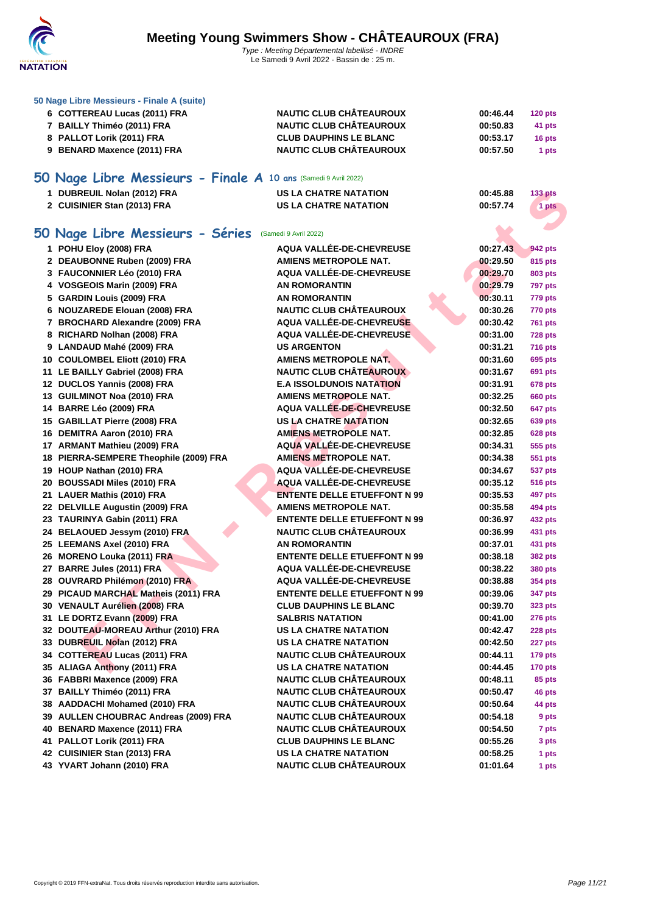### 50 Nage Libre Messieurs - Finale A (suite)

| | | | | |
|---|---|---|---|---|
| 6 | COTTEREAU Lucas (2011) FRA | NAUTIC CLUB CHÂTEAUROUX | 00:46.44 | 120 pts |
| 7 | BAILLY Thiméo (2011) FRA | NAUTIC CLUB CHÂTEAUROUX | 00:50.83 | 41 pts |
| 8 | PALLOT Lorik (2011) FRA | CLUB DAUPHINS LE BLANC | 00:53.17 | 16 pts |
| 9 | BENARD Maxence (2011) FRA | NAUTIC CLUB CHÂTEAUROUX | 00:57.50 | 1 pts |

## 50 Nage Libre Messieurs - Finale A 10 ans (Samedi 9 Avril 2022)

| | | | | |
|---|---|---|---|---|
| 1 | DUBREUIL Nolan (2012) FRA | US LA CHATRE NATATION | 00:45.88 | 133 pts |
| 2 | CUISINIER Stan (2013) FRA | US LA CHATRE NATATION | 00:57.74 | 1 pts |

## 50 Nage Libre Messieurs - Séries (Samedi 9 Avril 2022)

| | | | | |
|---|---|---|---|---|
| 1 | POHU Eloy (2008) FRA | AQUA VALLÉE-DE-CHEVREUSE | 00:27.43 | 942 pts |
| 2 | DEAUBONNE Ruben (2009) FRA | AMIENS METROPOLE NAT. | 00:29.50 | 815 pts |
| 3 | FAUCONNIER Léo (2010) FRA | AQUA VALLÉE-DE-CHEVREUSE | 00:29.70 | 803 pts |
| 4 | VOSGEOIS Marin (2009) FRA | AN ROMORANTIN | 00:29.79 | 797 pts |
| 5 | GARDIN Louis (2009) FRA | AN ROMORANTIN | 00:30.11 | 779 pts |
| 6 | NOUZAREDE Elouan (2008) FRA | NAUTIC CLUB CHÂTEAUROUX | 00:30.26 | 770 pts |
| 7 | BROCHARD Alexandre (2009) FRA | AQUA VALLÉE-DE-CHEVREUSE | 00:30.42 | 761 pts |
| 8 | RICHARD Nolhan (2008) FRA | AQUA VALLÉE-DE-CHEVREUSE | 00:31.00 | 728 pts |
| 9 | LANDAUD Mahé (2009) FRA | US ARGENTON | 00:31.21 | 716 pts |
| 10 | COULOMBEL Eliott (2010) FRA | AMIENS METROPOLE NAT. | 00:31.60 | 695 pts |
| 11 | LE BAILLY Gabriel (2008) FRA | NAUTIC CLUB CHÂTEAUROUX | 00:31.67 | 691 pts |
| 12 | DUCLOS Yannis (2008) FRA | E.A ISSOLDUNOIS NATATION | 00:31.91 | 678 pts |
| 13 | GUILMINOT Noa (2010) FRA | AMIENS METROPOLE NAT. | 00:32.25 | 660 pts |
| 14 | BARRE Léo (2009) FRA | AQUA VALLÉE-DE-CHEVREUSE | 00:32.50 | 647 pts |
| 15 | GABILLAT Pierre (2008) FRA | US LA CHATRE NATATION | 00:32.65 | 639 pts |
| 16 | DEMITRA Aaron (2010) FRA | AMIENS METROPOLE NAT. | 00:32.85 | 628 pts |
| 17 | ARMANT Mathieu (2009) FRA | AQUA VALLÉE-DE-CHEVREUSE | 00:34.31 | 555 pts |
| 18 | PIERRA-SEMPERE Theophile (2009) FRA | AMIENS METROPOLE NAT. | 00:34.38 | 551 pts |
| 19 | HOUP Nathan (2010) FRA | AQUA VALLÉE-DE-CHEVREUSE | 00:34.67 | 537 pts |
| 20 | BOUSSADI Miles (2010) FRA | AQUA VALLÉE-DE-CHEVREUSE | 00:35.12 | 516 pts |
| 21 | LAUER Mathis (2010) FRA | ENTENTE DELLE ETUEFFONT N 99 | 00:35.53 | 497 pts |
| 22 | DELVILLE Augustin (2009) FRA | AMIENS METROPOLE NAT. | 00:35.58 | 494 pts |
| 23 | TAURINYA Gabin (2011) FRA | ENTENTE DELLE ETUEFFONT N 99 | 00:36.97 | 432 pts |
| 24 | BELAOUED Jessym (2010) FRA | NAUTIC CLUB CHÂTEAUROUX | 00:36.99 | 431 pts |
| 25 | LEEMANS Axel (2010) FRA | AN ROMORANTIN | 00:37.01 | 431 pts |
| 26 | MORENO Louka (2011) FRA | ENTENTE DELLE ETUEFFONT N 99 | 00:38.18 | 382 pts |
| 27 | BARRE Jules (2011) FRA | AQUA VALLÉE-DE-CHEVREUSE | 00:38.22 | 380 pts |
| 28 | OUVRARD Philémon (2010) FRA | AQUA VALLÉE-DE-CHEVREUSE | 00:38.88 | 354 pts |
| 29 | PICAUD MARCHAL Matheis (2011) FRA | ENTENTE DELLE ETUEFFONT N 99 | 00:39.06 | 347 pts |
| 30 | VENAULT Aurélien (2008) FRA | CLUB DAUPHINS LE BLANC | 00:39.70 | 323 pts |
| 31 | LE DORTZ Evann (2009) FRA | SALBRIS NATATION | 00:41.00 | 276 pts |
| 32 | DOUTEAU-MOREAU Arthur (2010) FRA | US LA CHATRE NATATION | 00:42.47 | 228 pts |
| 33 | DUBREUIL Nolan (2012) FRA | US LA CHATRE NATATION | 00:42.50 | 227 pts |
| 34 | COTTEREAU Lucas (2011) FRA | NAUTIC CLUB CHÂTEAUROUX | 00:44.11 | 179 pts |
| 35 | ALIAGA Anthony (2011) FRA | US LA CHATRE NATATION | 00:44.45 | 170 pts |
| 36 | FABBRI Maxence (2009) FRA | NAUTIC CLUB CHÂTEAUROUX | 00:48.11 | 85 pts |
| 37 | BAILLY Thiméo (2011) FRA | NAUTIC CLUB CHÂTEAUROUX | 00:50.47 | 46 pts |
| 38 | AADDACHI Mohamed (2010) FRA | NAUTIC CLUB CHÂTEAUROUX | 00:50.64 | 44 pts |
| 39 | AULLEN CHOUBRAC Andreas (2009) FRA | NAUTIC CLUB CHÂTEAUROUX | 00:54.18 | 9 pts |
| 40 | BENARD Maxence (2011) FRA | NAUTIC CLUB CHÂTEAUROUX | 00:54.50 | 7 pts |
| 41 | PALLOT Lorik (2011) FRA | CLUB DAUPHINS LE BLANC | 00:55.26 | 3 pts |
| 42 | CUISINIER Stan (2013) FRA | US LA CHATRE NATATION | 00:58.25 | 1 pts |
| 43 | YVART Johann (2010) FRA | NAUTIC CLUB CHÂTEAUROUX | 01:01.64 | 1 pts |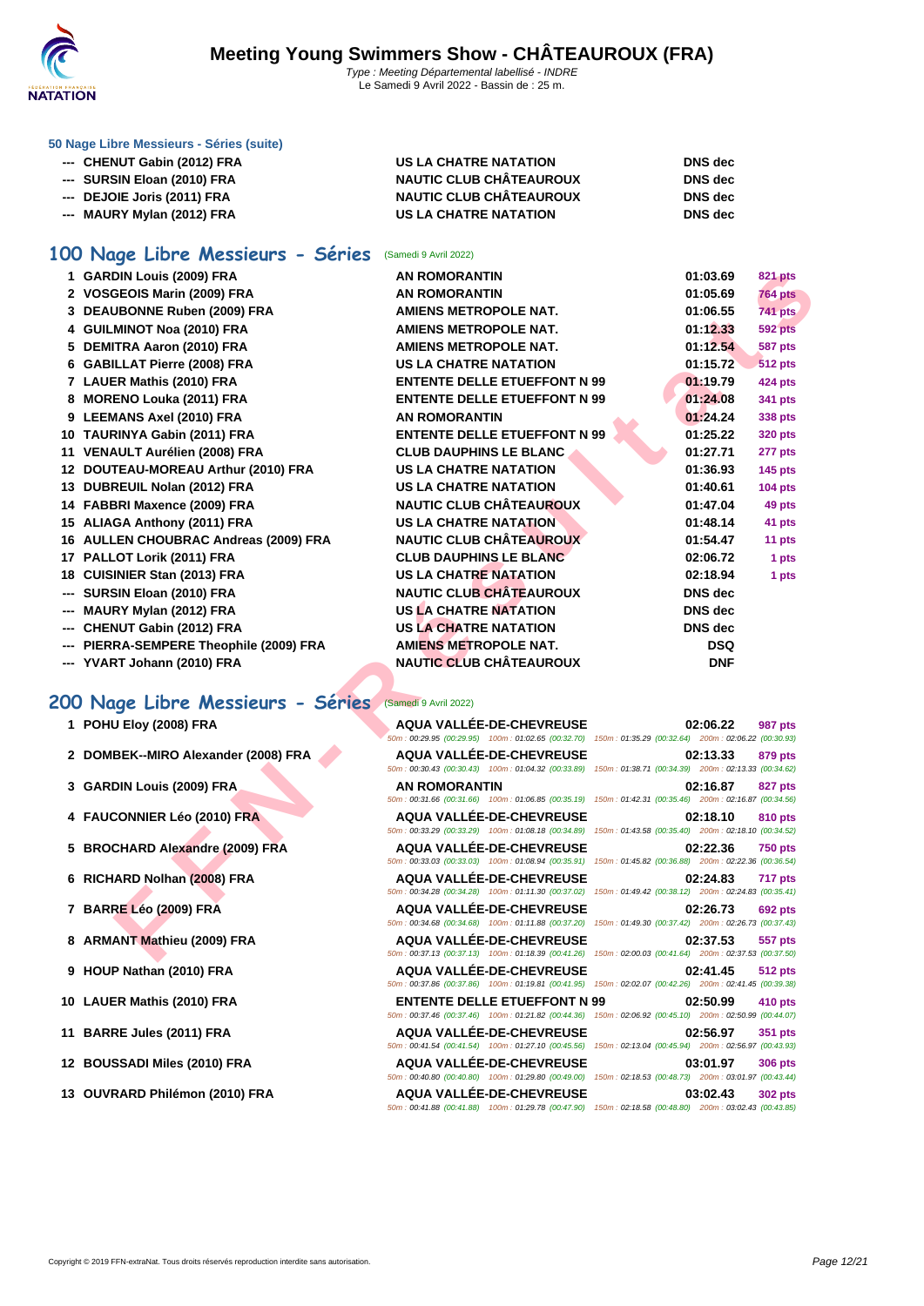# Meeting Young Swimmers Show - CHÂTEAUROUX (FRA)

Type : Meeting Départemental labellisé - INDRE
Le Samedi 9 Avril 2022 - Bassin de : 25 m.

### 50 Nage Libre Messieurs - Séries (suite)

| | | | | |
|---|---|---|---|---|
| --- | CHENUT Gabin (2012) FRA | US LA CHATRE NATATION | DNS dec | |
| --- | SURSIN Eloan (2010) FRA | NAUTIC CLUB CHÂTEAUROUX | DNS dec | |
| --- | DEJOIE Joris (2011) FRA | NAUTIC CLUB CHÂTEAUROUX | DNS dec | |
| --- | MAURY Mylan (2012) FRA | US LA CHATRE NATATION | DNS dec | |

## 100 Nage Libre Messieurs - Séries (Samedi 9 Avril 2022)

| | | | | |
|---|---|---|---|---|
| 1 | GARDIN Louis (2009) FRA | AN ROMORANTIN | 01:03.69 | 821 pts |
| 2 | VOSGEOIS Marin (2009) FRA | AN ROMORANTIN | 01:05.69 | 764 pts |
| 3 | DEAUBONNE Ruben (2009) FRA | AMIENS METROPOLE NAT. | 01:06.55 | 741 pts |
| 4 | GUILMINOT Noa (2010) FRA | AMIENS METROPOLE NAT. | 01:12.33 | 592 pts |
| 5 | DEMITRA Aaron (2010) FRA | AMIENS METROPOLE NAT. | 01:12.54 | 587 pts |
| 6 | GABILLAT Pierre (2008) FRA | US LA CHATRE NATATION | 01:15.72 | 512 pts |
| 7 | LAUER Mathis (2010) FRA | ENTENTE DELLE ETUEFFONT N 99 | 01:19.79 | 424 pts |
| 8 | MORENO Louka (2011) FRA | ENTENTE DELLE ETUEFFONT N 99 | 01:24.08 | 341 pts |
| 9 | LEEMANS Axel (2010) FRA | AN ROMORANTIN | 01:24.24 | 338 pts |
| 10 | TAURINYA Gabin (2011) FRA | ENTENTE DELLE ETUEFFONT N 99 | 01:25.22 | 320 pts |
| 11 | VENAULT Aurélien (2008) FRA | CLUB DAUPHINS LE BLANC | 01:27.71 | 277 pts |
| 12 | DOUTEAU-MOREAU Arthur (2010) FRA | US LA CHATRE NATATION | 01:36.93 | 145 pts |
| 13 | DUBREUIL Nolan (2012) FRA | US LA CHATRE NATATION | 01:40.61 | 104 pts |
| 14 | FABBRI Maxence (2009) FRA | NAUTIC CLUB CHÂTEAUROUX | 01:47.04 | 49 pts |
| 15 | ALIAGA Anthony (2011) FRA | US LA CHATRE NATATION | 01:48.14 | 41 pts |
| 16 | AULLEN CHOUBRAC Andreas (2009) FRA | NAUTIC CLUB CHÂTEAUROUX | 01:54.77 | 11 pts |
| 17 | PALLOT Lorik (2011) FRA | CLUB DAUPHINS LE BLANC | 02:06.72 | 1 pts |
| 18 | CUISINIER Stan (2013) FRA | US LA CHATRE NATATION | 02:18.94 | 1 pts |
| --- | SURSIN Eloan (2010) FRA | NAUTIC CLUB CHÂTEAUROUX | DNS dec | |
| --- | MAURY Mylan (2012) FRA | US LA CHATRE NATATION | DNS dec | |
| --- | CHENUT Gabin (2012) FRA | US LA CHATRE NATATION | DNS dec | |
| --- | PIERRA-SEMPERE Theophile (2009) FRA | AMIENS METROPOLE NAT. | DSQ | |
| --- | YVART Johann (2010) FRA | NAUTIC CLUB CHÂTEAUROUX | DNF | |

## 200 Nage Libre Messieurs - Séries (Samedi 9 Avril 2022)

| | | | | |
|---|---|---|---|---|
| 1 | POHU Eloy (2008) FRA | AQUA VALLÉE-DE-CHEVREUSE | 02:06.22 | 987 pts |
| | | 50m : 00:29.95 (00:29.95) 100m : 01:02.65 (00:32.70) 150m : 01:35.29 (00:32.64) 200m : 02:06.22 (00:30.93) | | |
| 2 | DOMBEK--MIRO Alexander (2008) FRA | AQUA VALLÉE-DE-CHEVREUSE | 02:13.33 | 879 pts |
| | | 50m : 00:30.43 (00:30.43) 100m : 01:04.32 (00:33.89) 150m : 01:38.71 (00:34.39) 200m : 02:13.33 (00:34.62) | | |
| 3 | GARDIN Louis (2009) FRA | AN ROMORANTIN | 02:16.87 | 827 pts |
| | | 50m : 00:31.66 (00:31.66) 100m : 01:06.85 (00:35.19) 150m : 01:42.31 (00:35.46) 200m : 02:16.87 (00:34.56) | | |
| 4 | FAUCONNIER Léo (2010) FRA | AQUA VALLÉE-DE-CHEVREUSE | 02:18.10 | 810 pts |
| | | 50m : 00:33.29 (00:33.29) 100m : 01:08.18 (00:34.89) 150m : 01:43.58 (00:35.40) 200m : 02:18.10 (00:34.52) | | |
| 5 | BROCHARD Alexandre (2009) FRA | AQUA VALLÉE-DE-CHEVREUSE | 02:22.36 | 750 pts |
| | | 50m : 00:33.03 (00:33.03) 100m : 01:08.94 (00:35.91) 150m : 01:45.82 (00:36.88) 200m : 02:22.36 (00:36.54) | | |
| 6 | RICHARD Nolhan (2008) FRA | AQUA VALLÉE-DE-CHEVREUSE | 02:24.83 | 717 pts |
| | | 50m : 00:34.28 (00:34.28) 100m : 01:11.30 (00:37.02) 150m : 01:49.42 (00:38.12) 200m : 02:24.83 (00:35.41) | | |
| 7 | BARRE Léo (2009) FRA | AQUA VALLÉE-DE-CHEVREUSE | 02:26.73 | 692 pts |
| | | 50m : 00:34.68 (00:34.68) 100m : 01:11.88 (00:37.20) 150m : 01:49.30 (00:37.42) 200m : 02:26.73 (00:37.43) | | |
| 8 | ARMANT Mathieu (2009) FRA | AQUA VALLÉE-DE-CHEVREUSE | 02:37.53 | 557 pts |
| | | 50m : 00:37.13 (00:37.13) 100m : 01:18.39 (00:41.26) 150m : 02:00.03 (00:41.64) 200m : 02:37.53 (00:37.50) | | |
| 9 | HOUP Nathan (2010) FRA | AQUA VALLÉE-DE-CHEVREUSE | 02:41.45 | 512 pts |
| | | 50m : 00:37.86 (00:37.86) 100m : 01:19.81 (00:41.95) 150m : 02:02.07 (00:42.26) 200m : 02:41.45 (00:39.38) | | |
| 10 | LAUER Mathis (2010) FRA | ENTENTE DELLE ETUEFFONT N 99 | 02:50.99 | 410 pts |
| | | 50m : 00:37.46 (00:37.46) 100m : 01:21.82 (00:44.36) 150m : 02:06.92 (00:45.10) 200m : 02:50.99 (00:44.07) | | |
| 11 | BARRE Jules (2011) FRA | AQUA VALLÉE-DE-CHEVREUSE | 02:56.97 | 351 pts |
| | | 50m : 00:41.54 (00:41.54) 100m : 01:27.10 (00:45.56) 150m : 02:13.04 (00:45.94) 200m : 02:56.97 (00:43.93) | | |
| 12 | BOUSSADI Miles (2010) FRA | AQUA VALLÉE-DE-CHEVREUSE | 03:01.97 | 306 pts |
| | | 50m : 00:40.80 (00:40.80) 100m : 01:29.80 (00:49.00) 150m : 02:18.53 (00:48.73) 200m : 03:01.97 (00:43.44) | | |
| 13 | OUVRARD Philémon (2010) FRA | AQUA VALLÉE-DE-CHEVREUSE | 03:02.43 | 302 pts |
| | | 50m : 00:41.88 (00:41.88) 100m : 01:29.78 (00:47.90) 150m : 02:18.58 (00:48.80) 200m : 03:02.43 (00:43.85) | | |

Copyright © 2019 FFN-extraNat. Tous droits réservés reproduction interdite sans autorisation.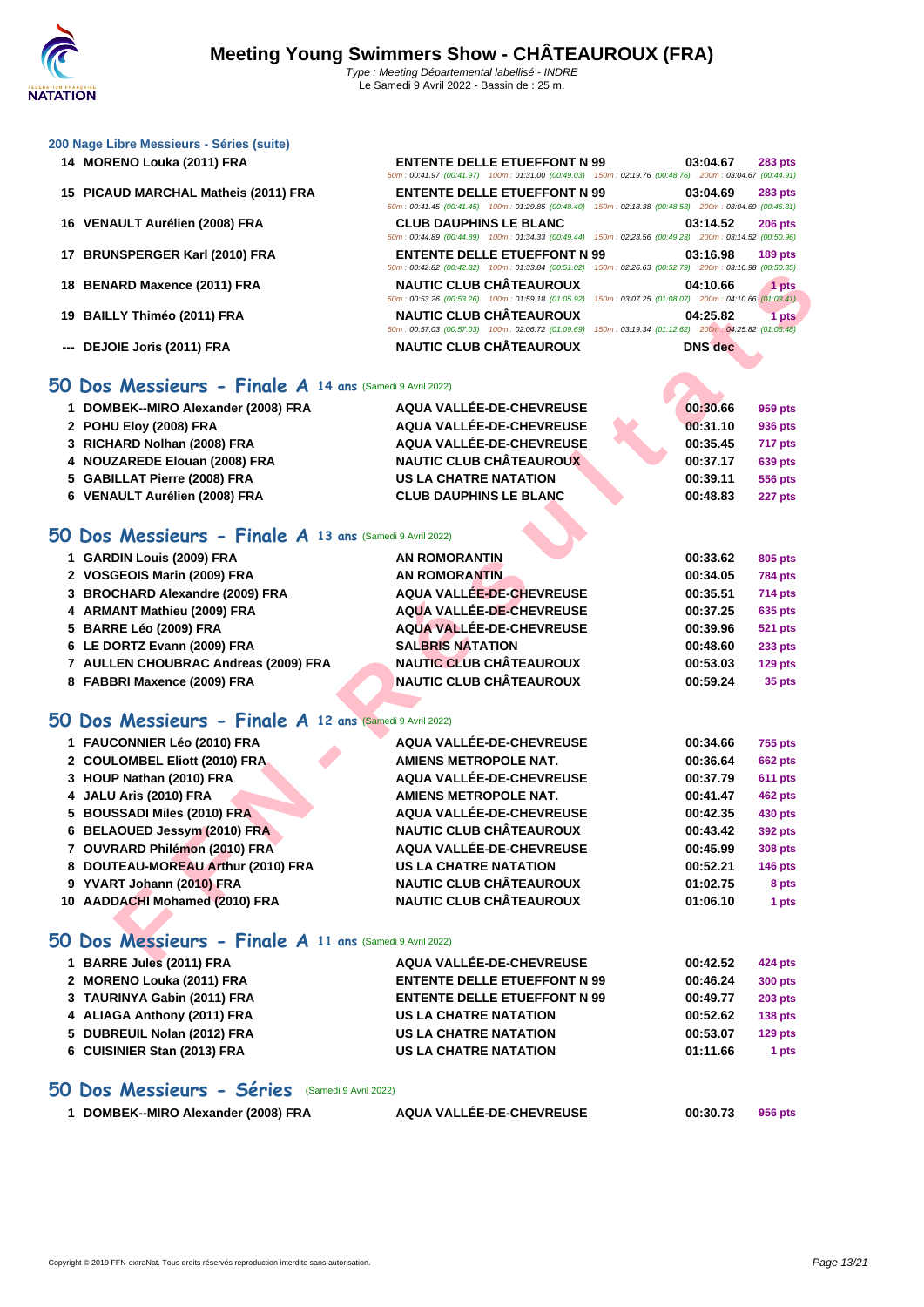### 200 Nage Libre Messieurs - Séries (suite)

| | | | | |
|---|---|---|---|---|
| 14 | MORENO Louka (2011) FRA | ENTENTE DELLE ETUEFFONT N 99 | 03:04.67 | 283 pts |
| | | 50m : 00:41.97 (00:41.97) 100m : 01:31.00 (00:49.03) 150m : 02:19.76 (00:48.76) 200m : 03:04.67 (00:44.91) | | |
| 15 | PICAUD MARCHAL Matheis (2011) FRA | ENTENTE DELLE ETUEFFONT N 99 | 03:04.69 | 283 pts |
| | | 50m : 00:41.45 (00:41.45) 100m : 01:29.85 (00:48.40) 150m : 02:18.38 (00:48.53) 200m : 03:04.69 (00:46.31) | | |
| 16 | VENAULT Aurélien (2008) FRA | CLUB DAUPHINS LE BLANC | 03:14.52 | 206 pts |
| | | 50m : 00:44.89 (00:44.89) 100m : 01:34.33 (00:49.44) 150m : 02:23.56 (00:49.23) 200m : 03:14.52 (00:50.96) | | |
| 17 | BRUNSPERGER Karl (2010) FRA | ENTENTE DELLE ETUEFFONT N 99 | 03:16.98 | 189 pts |
| | | 50m : 00:42.82 (00:42.82) 100m : 01:33.84 (00:51.02) 150m : 02:26.63 (00:52.79) 200m : 03:16.98 (00:50.35) | | |
| 18 | BENARD Maxence (2011) FRA | NAUTIC CLUB CHÂTEAUROUX | 04:10.66 | 1 pts |
| | | 50m : 00:53.26 (00:53.26) 100m : 01:59.18 (01:05.92) 150m : 03:07.25 (01:08.07) 200m : 04:10.66 (01:03.41) | | |
| 19 | BAILLY Thiméo (2011) FRA | NAUTIC CLUB CHÂTEAUROUX | 04:25.82 | 1 pts |
| | | 50m : 00:57.03 (00:57.03) 100m : 02:06.72 (01:09.69) 150m : 03:19.34 (01:12.62) 200m : 04:25.82 (01:06.48) | | |
| --- | DEJOIE Joris (2011) FRA | NAUTIC CLUB CHÂTEAUROUX | DNS dec | |

## 50 Dos Messieurs - Finale A 14 ans (Samedi 9 Avril 2022)

| | | | | |
|---|---|---|---|---|
| 1 | DOMBEK--MIRO Alexander (2008) FRA | AQUA VALLÉE-DE-CHEVREUSE | 00:30.66 | 959 pts |
| 2 | POHU Eloy (2008) FRA | AQUA VALLÉE-DE-CHEVREUSE | 00:31.10 | 936 pts |
| 3 | RICHARD Nolhan (2008) FRA | AQUA VALLÉE-DE-CHEVREUSE | 00:35.45 | 717 pts |
| 4 | NOUZAREDE Elouan (2008) FRA | NAUTIC CLUB CHÂTEAUROUX | 00:37.17 | 639 pts |
| 5 | GABILLAT Pierre (2008) FRA | US LA CHATRE NATATION | 00:39.11 | 556 pts |
| 6 | VENAULT Aurélien (2008) FRA | CLUB DAUPHINS LE BLANC | 00:48.83 | 227 pts |

## 50 Dos Messieurs - Finale A 13 ans (Samedi 9 Avril 2022)

| | | | | |
|---|---|---|---|---|
| 1 | GARDIN Louis (2009) FRA | AN ROMORANTIN | 00:33.62 | 805 pts |
| 2 | VOSGEOIS Marin (2009) FRA | AN ROMORANTIN | 00:34.05 | 784 pts |
| 3 | BROCHARD Alexandre (2009) FRA | AQUA VALLÉE-DE-CHEVREUSE | 00:35.51 | 714 pts |
| 4 | ARMANT Mathieu (2009) FRA | AQUA VALLÉE-DE-CHEVREUSE | 00:37.25 | 635 pts |
| 5 | BARRE Léo (2009) FRA | AQUA VALLÉE-DE-CHEVREUSE | 00:39.96 | 521 pts |
| 6 | LE DORTZ Evann (2009) FRA | SALBRIS NATATION | 00:48.60 | 233 pts |
| 7 | AULLEN CHOUBRAC Andreas (2009) FRA | NAUTIC CLUB CHÂTEAUROUX | 00:53.03 | 129 pts |
| 8 | FABBRI Maxence (2009) FRA | NAUTIC CLUB CHÂTEAUROUX | 00:59.24 | 35 pts |

## 50 Dos Messieurs - Finale A 12 ans (Samedi 9 Avril 2022)

| | | | | |
|---|---|---|---|---|
| 1 | FAUCONNIER Léo (2010) FRA | AQUA VALLÉE-DE-CHEVREUSE | 00:34.66 | 755 pts |
| 2 | COULOMBEL Eliott (2010) FRA | AMIENS METROPOLE NAT. | 00:36.64 | 662 pts |
| 3 | HOUP Nathan (2010) FRA | AQUA VALLÉE-DE-CHEVREUSE | 00:37.79 | 611 pts |
| 4 | JALU Aris (2010) FRA | AMIENS METROPOLE NAT. | 00:41.47 | 462 pts |
| 5 | BOUSSADI Miles (2010) FRA | AQUA VALLÉE-DE-CHEVREUSE | 00:42.35 | 430 pts |
| 6 | BELAOUED Jessym (2010) FRA | NAUTIC CLUB CHÂTEAUROUX | 00:43.42 | 392 pts |
| 7 | OUVRARD Philémon (2010) FRA | AQUA VALLÉE-DE-CHEVREUSE | 00:45.99 | 308 pts |
| 8 | DOUTEAU-MOREAU Arthur (2010) FRA | US LA CHATRE NATATION | 00:52.21 | 146 pts |
| 9 | YVART Johann (2010) FRA | NAUTIC CLUB CHÂTEAUROUX | 01:02.75 | 8 pts |
| 10 | AADDACHI Mohamed (2010) FRA | NAUTIC CLUB CHÂTEAUROUX | 01:06.10 | 1 pts |

## 50 Dos Messieurs - Finale A 11 ans (Samedi 9 Avril 2022)

| | | | | |
|---|---|---|---|---|
| 1 | BARRE Jules (2011) FRA | AQUA VALLÉE-DE-CHEVREUSE | 00:42.52 | 424 pts |
| 2 | MORENO Louka (2011) FRA | ENTENTE DELLE ETUEFFONT N 99 | 00:46.24 | 300 pts |
| 3 | TAURINYA Gabin (2011) FRA | ENTENTE DELLE ETUEFFONT N 99 | 00:49.77 | 203 pts |
| 4 | ALIAGA Anthony (2011) FRA | US LA CHATRE NATATION | 00:52.62 | 138 pts |
| 5 | DUBREUIL Nolan (2012) FRA | US LA CHATRE NATATION | 00:53.07 | 129 pts |
| 6 | CUISINIER Stan (2013) FRA | US LA CHATRE NATATION | 01:11.66 | 1 pts |

## 50 Dos Messieurs - Séries (Samedi 9 Avril 2022)

| | | | | |
|---|---|---|---|---|
| 1 | DOMBEK--MIRO Alexander (2008) FRA | AQUA VALLÉE-DE-CHEVREUSE | 00:30.73 | 956 pts |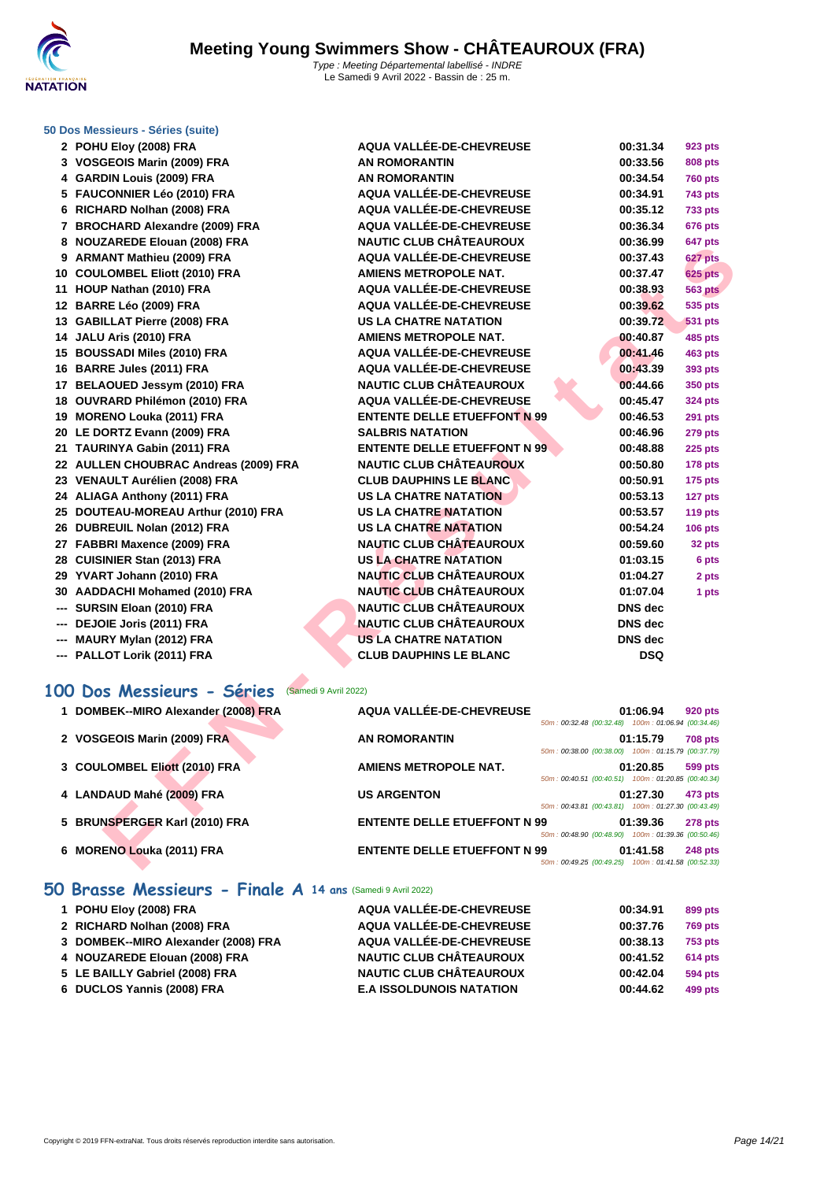# Meeting Young Swimmers Show - CHÂTEAUROUX (FRA)

*Type : Meeting Départemental labellisé - INDRE*
Le Samedi 9 Avril 2022 - Bassin de : 25 m.

### 50 Dos Messieurs - Séries (suite)

| | | | | |
|---|---|---|---|---|
| 2 | POHU Eloy (2008) FRA | AQUA VALLÉE-DE-CHEVREUSE | 00:31.34 | 923 pts |
| 3 | VOSGEOIS Marin (2009) FRA | AN ROMORANTIN | 00:33.56 | 808 pts |
| 4 | GARDIN Louis (2009) FRA | AN ROMORANTIN | 00:34.54 | 760 pts |
| 5 | FAUCONNIER Léo (2010) FRA | AQUA VALLÉE-DE-CHEVREUSE | 00:34.91 | 743 pts |
| 6 | RICHARD Nolhan (2008) FRA | AQUA VALLÉE-DE-CHEVREUSE | 00:35.12 | 733 pts |
| 7 | BROCHARD Alexandre (2009) FRA | AQUA VALLÉE-DE-CHEVREUSE | 00:36.34 | 676 pts |
| 8 | NOUZAREDE Elouan (2008) FRA | NAUTIC CLUB CHÂTEAUROUX | 00:36.99 | 647 pts |
| 9 | ARMANT Mathieu (2009) FRA | AQUA VALLÉE-DE-CHEVREUSE | 00:37.43 | 627 pts |
| 10 | COULOMBEL Eliott (2010) FRA | AMIENS METROPOLE NAT. | 00:37.47 | 625 pts |
| 11 | HOUP Nathan (2010) FRA | AQUA VALLÉE-DE-CHEVREUSE | 00:38.93 | 563 pts |
| 12 | BARRE Léo (2009) FRA | AQUA VALLÉE-DE-CHEVREUSE | 00:39.62 | 535 pts |
| 13 | GABILLAT Pierre (2008) FRA | US LA CHATRE NATATION | 00:39.72 | 531 pts |
| 14 | JALU Aris (2010) FRA | AMIENS METROPOLE NAT. | 00:40.87 | 485 pts |
| 15 | BOUSSADI Miles (2010) FRA | AQUA VALLÉE-DE-CHEVREUSE | 00:41.46 | 463 pts |
| 16 | BARRE Jules (2011) FRA | AQUA VALLÉE-DE-CHEVREUSE | 00:43.39 | 393 pts |
| 17 | BELAOUED Jessym (2010) FRA | NAUTIC CLUB CHÂTEAUROUX | 00:44.66 | 350 pts |
| 18 | OUVRARD Philémon (2010) FRA | AQUA VALLÉE-DE-CHEVREUSE | 00:45.47 | 324 pts |
| 19 | MORENO Louka (2011) FRA | ENTENTE DELLE ETUEFFONT N 99 | 00:46.53 | 291 pts |
| 20 | LE DORTZ Evann (2009) FRA | SALBRIS NATATION | 00:46.96 | 279 pts |
| 21 | TAURINYA Gabin (2011) FRA | ENTENTE DELLE ETUEFFONT N 99 | 00:48.88 | 225 pts |
| 22 | AULLEN CHOUBRAC Andreas (2009) FRA | NAUTIC CLUB CHÂTEAUROUX | 00:50.80 | 178 pts |
| 23 | VENAULT Aurélien (2008) FRA | CLUB DAUPHINS LE BLANC | 00:50.91 | 175 pts |
| 24 | ALIAGA Anthony (2011) FRA | US LA CHATRE NATATION | 00:53.13 | 127 pts |
| 25 | DOUTEAU-MOREAU Arthur (2010) FRA | US LA CHATRE NATATION | 00:53.57 | 119 pts |
| 26 | DUBREUIL Nolan (2012) FRA | US LA CHATRE NATATION | 00:54.24 | 106 pts |
| 27 | FABBRI Maxence (2009) FRA | NAUTIC CLUB CHÂTEAUROUX | 00:59.60 | 32 pts |
| 28 | CUISINIER Stan (2013) FRA | US LA CHATRE NATATION | 01:03.15 | 6 pts |
| 29 | YVART Johann (2010) FRA | NAUTIC CLUB CHÂTEAUROUX | 01:04.27 | 2 pts |
| 30 | AADDACHI Mohamed (2010) FRA | NAUTIC CLUB CHÂTEAUROUX | 01:07.04 | 1 pts |
| --- | SURSIN Eloan (2010) FRA | NAUTIC CLUB CHÂTEAUROUX | DNS dec | |
| --- | DEJOIE Joris (2011) FRA | NAUTIC CLUB CHÂTEAUROUX | DNS dec | |
| --- | MAURY Mylan (2012) FRA | US LA CHATRE NATATION | DNS dec | |
| --- | PALLOT Lorik (2011) FRA | CLUB DAUPHINS LE BLANC | DSQ | |

## 100 Dos Messieurs - Séries (Samedi 9 Avril 2022)

| | | | | |
|---|---|---|---|---|
| 1 | DOMBEK--MIRO Alexander (2008) FRA | AQUA VALLÉE-DE-CHEVREUSE | 01:06.94 | 920 pts |
| | | 50m : 00:32.48 (00:32.48) 100m : 01:06.94 (00:34.46) | | |
| 2 | VOSGEOIS Marin (2009) FRA | AN ROMORANTIN | 01:15.79 | 708 pts |
| | | 50m : 00:38.00 (00:38.00) 100m : 01:15.79 (00:37.79) | | |
| 3 | COULOMBEL Eliott (2010) FRA | AMIENS METROPOLE NAT. | 01:20.85 | 599 pts |
| | | 50m : 00:40.51 (00:40.51) 100m : 01:20.85 (00:40.34) | | |
| 4 | LANDAUD Mahé (2009) FRA | US ARGENTON | 01:27.30 | 473 pts |
| | | 50m : 00:43.81 (00:43.81) 100m : 01:27.30 (00:43.49) | | |
| 5 | BRUNSPERGER Karl (2010) FRA | ENTENTE DELLE ETUEFFONT N 99 | 01:39.36 | 278 pts |
| | | 50m : 00:48.90 (00:48.90) 100m : 01:39.36 (00:50.46) | | |
| 6 | MORENO Louka (2011) FRA | ENTENTE DELLE ETUEFFONT N 99 | 01:41.58 | 248 pts |
| | | 50m : 00:49.25 (00:49.25) 100m : 01:41.58 (00:52.33) | | |

## 50 Brasse Messieurs - Finale A 14 ans (Samedi 9 Avril 2022)

| | | | | |
|---|---|---|---|---|
| 1 | POHU Eloy (2008) FRA | AQUA VALLÉE-DE-CHEVREUSE | 00:34.91 | 899 pts |
| 2 | RICHARD Nolhan (2008) FRA | AQUA VALLÉE-DE-CHEVREUSE | 00:37.76 | 769 pts |
| 3 | DOMBEK--MIRO Alexander (2008) FRA | AQUA VALLÉE-DE-CHEVREUSE | 00:38.13 | 753 pts |
| 4 | NOUZAREDE Elouan (2008) FRA | NAUTIC CLUB CHÂTEAUROUX | 00:41.52 | 614 pts |
| 5 | LE BAILLY Gabriel (2008) FRA | NAUTIC CLUB CHÂTEAUROUX | 00:42.04 | 594 pts |
| 6 | DUCLOS Yannis (2008) FRA | E.A ISSOLDUNOIS NATATION | 00:44.62 | 499 pts |

Copyright © 2019 FFN-extraNat. Tous droits réservés reproduction interdite sans autorisation.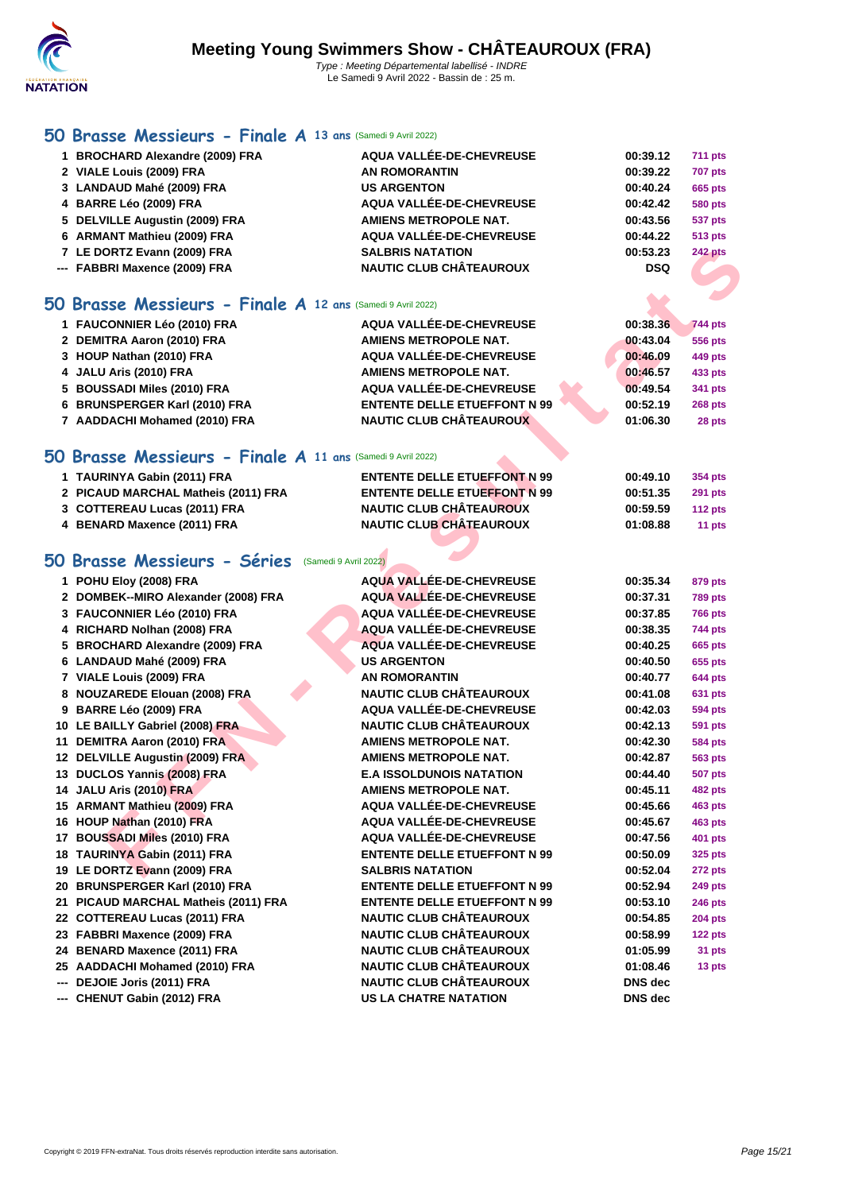# Meeting Young Swimmers Show - CHÂTEAUROUX (FRA)

*Type : Meeting Départemental labellisé - INDRE*
Le Samedi 9 Avril 2022 - Bassin de : 25 m.

## 50 Brasse Messieurs - Finale A 13 ans (Samedi 9 Avril 2022)

| | | | | |
|---|---|---|---|---|
| 1 | BROCHARD Alexandre (2009) FRA | AQUA VALLÉE-DE-CHEVREUSE | 00:39.12 | 711 pts |
| 2 | VIALE Louis (2009) FRA | AN ROMORANTIN | 00:39.22 | 707 pts |
| 3 | LANDAUD Mahé (2009) FRA | US ARGENTON | 00:40.24 | 665 pts |
| 4 | BARRE Léo (2009) FRA | AQUA VALLÉE-DE-CHEVREUSE | 00:42.42 | 580 pts |
| 5 | DELVILLE Augustin (2009) FRA | AMIENS METROPOLE NAT. | 00:43.56 | 537 pts |
| 6 | ARMANT Mathieu (2009) FRA | AQUA VALLÉE-DE-CHEVREUSE | 00:44.22 | 513 pts |
| 7 | LE DORTZ Evann (2009) FRA | SALBRIS NATATION | 00:53.23 | 242 pts |
| --- | FABBRI Maxence (2009) FRA | NAUTIC CLUB CHÂTEAUROUX | DSQ | |

## 50 Brasse Messieurs - Finale A 12 ans (Samedi 9 Avril 2022)

| | | | | |
|---|---|---|---|---|
| 1 | FAUCONNIER Léo (2010) FRA | AQUA VALLÉE-DE-CHEVREUSE | 00:38.36 | 744 pts |
| 2 | DEMITRA Aaron (2010) FRA | AMIENS METROPOLE NAT. | 00:43.04 | 556 pts |
| 3 | HOUP Nathan (2010) FRA | AQUA VALLÉE-DE-CHEVREUSE | 00:46.09 | 449 pts |
| 4 | JALU Aris (2010) FRA | AMIENS METROPOLE NAT. | 00:46.57 | 433 pts |
| 5 | BOUSSADI Miles (2010) FRA | AQUA VALLÉE-DE-CHEVREUSE | 00:49.54 | 341 pts |
| 6 | BRUNSPERGER Karl (2010) FRA | ENTENTE DELLE ETUEFFONT N 99 | 00:52.19 | 268 pts |
| 7 | AADDACHI Mohamed (2010) FRA | NAUTIC CLUB CHÂTEAUROUX | 01:06.30 | 28 pts |

## 50 Brasse Messieurs - Finale A 11 ans (Samedi 9 Avril 2022)

| | | | | |
|---|---|---|---|---|
| 1 | TAURINYA Gabin (2011) FRA | ENTENTE DELLE ETUEFFONT N 99 | 00:49.10 | 354 pts |
| 2 | PICAUD MARCHAL Matheis (2011) FRA | ENTENTE DELLE ETUEFFONT N 99 | 00:51.35 | 291 pts |
| 3 | COTTEREAU Lucas (2011) FRA | NAUTIC CLUB CHÂTEAUROUX | 00:59.59 | 112 pts |
| 4 | BENARD Maxence (2011) FRA | NAUTIC CLUB CHÂTEAUROUX | 01:08.88 | 11 pts |

## 50 Brasse Messieurs - Séries (Samedi 9 Avril 2022)

| | | | | |
|---|---|---|---|---|
| 1 | POHU Eloy (2008) FRA | AQUA VALLÉE-DE-CHEVREUSE | 00:35.34 | 879 pts |
| 2 | DOMBEK--MIRO Alexander (2008) FRA | AQUA VALLÉE-DE-CHEVREUSE | 00:37.31 | 789 pts |
| 3 | FAUCONNIER Léo (2010) FRA | AQUA VALLÉE-DE-CHEVREUSE | 00:37.85 | 766 pts |
| 4 | RICHARD Nolhan (2008) FRA | AQUA VALLÉE-DE-CHEVREUSE | 00:38.35 | 744 pts |
| 5 | BROCHARD Alexandre (2009) FRA | AQUA VALLÉE-DE-CHEVREUSE | 00:40.25 | 665 pts |
| 6 | LANDAUD Mahé (2009) FRA | US ARGENTON | 00:40.50 | 655 pts |
| 7 | VIALE Louis (2009) FRA | AN ROMORANTIN | 00:40.77 | 644 pts |
| 8 | NOUZAREDE Elouan (2008) FRA | NAUTIC CLUB CHÂTEAUROUX | 00:41.08 | 631 pts |
| 9 | BARRE Léo (2009) FRA | AQUA VALLÉE-DE-CHEVREUSE | 00:42.03 | 594 pts |
| 10 | LE BAILLY Gabriel (2008) FRA | NAUTIC CLUB CHÂTEAUROUX | 00:42.13 | 591 pts |
| 11 | DEMITRA Aaron (2010) FRA | AMIENS METROPOLE NAT. | 00:42.30 | 584 pts |
| 12 | DELVILLE Augustin (2009) FRA | AMIENS METROPOLE NAT. | 00:42.87 | 563 pts |
| 13 | DUCLOS Yannis (2008) FRA | E.A ISSOLDUNOIS NATATION | 00:44.40 | 507 pts |
| 14 | JALU Aris (2010) FRA | AMIENS METROPOLE NAT. | 00:45.11 | 482 pts |
| 15 | ARMANT Mathieu (2009) FRA | AQUA VALLÉE-DE-CHEVREUSE | 00:45.66 | 463 pts |
| 16 | HOUP Nathan (2010) FRA | AQUA VALLÉE-DE-CHEVREUSE | 00:45.67 | 463 pts |
| 17 | BOUSSADI Miles (2010) FRA | AQUA VALLÉE-DE-CHEVREUSE | 00:47.56 | 401 pts |
| 18 | TAURINYA Gabin (2011) FRA | ENTENTE DELLE ETUEFFONT N 99 | 00:50.09 | 325 pts |
| 19 | LE DORTZ Evann (2009) FRA | SALBRIS NATATION | 00:52.04 | 272 pts |
| 20 | BRUNSPERGER Karl (2010) FRA | ENTENTE DELLE ETUEFFONT N 99 | 00:52.94 | 249 pts |
| 21 | PICAUD MARCHAL Matheis (2011) FRA | ENTENTE DELLE ETUEFFONT N 99 | 00:53.10 | 246 pts |
| 22 | COTTEREAU Lucas (2011) FRA | NAUTIC CLUB CHÂTEAUROUX | 00:54.85 | 204 pts |
| 23 | FABBRI Maxence (2009) FRA | NAUTIC CLUB CHÂTEAUROUX | 00:58.99 | 122 pts |
| 24 | BENARD Maxence (2011) FRA | NAUTIC CLUB CHÂTEAUROUX | 01:05.99 | 31 pts |
| 25 | AADDACHI Mohamed (2010) FRA | NAUTIC CLUB CHÂTEAUROUX | 01:08.46 | 13 pts |
| --- | DEJOIE Joris (2011) FRA | NAUTIC CLUB CHÂTEAUROUX | DNS dec | |
| --- | CHENUT Gabin (2012) FRA | US LA CHATRE NATATION | DNS dec | |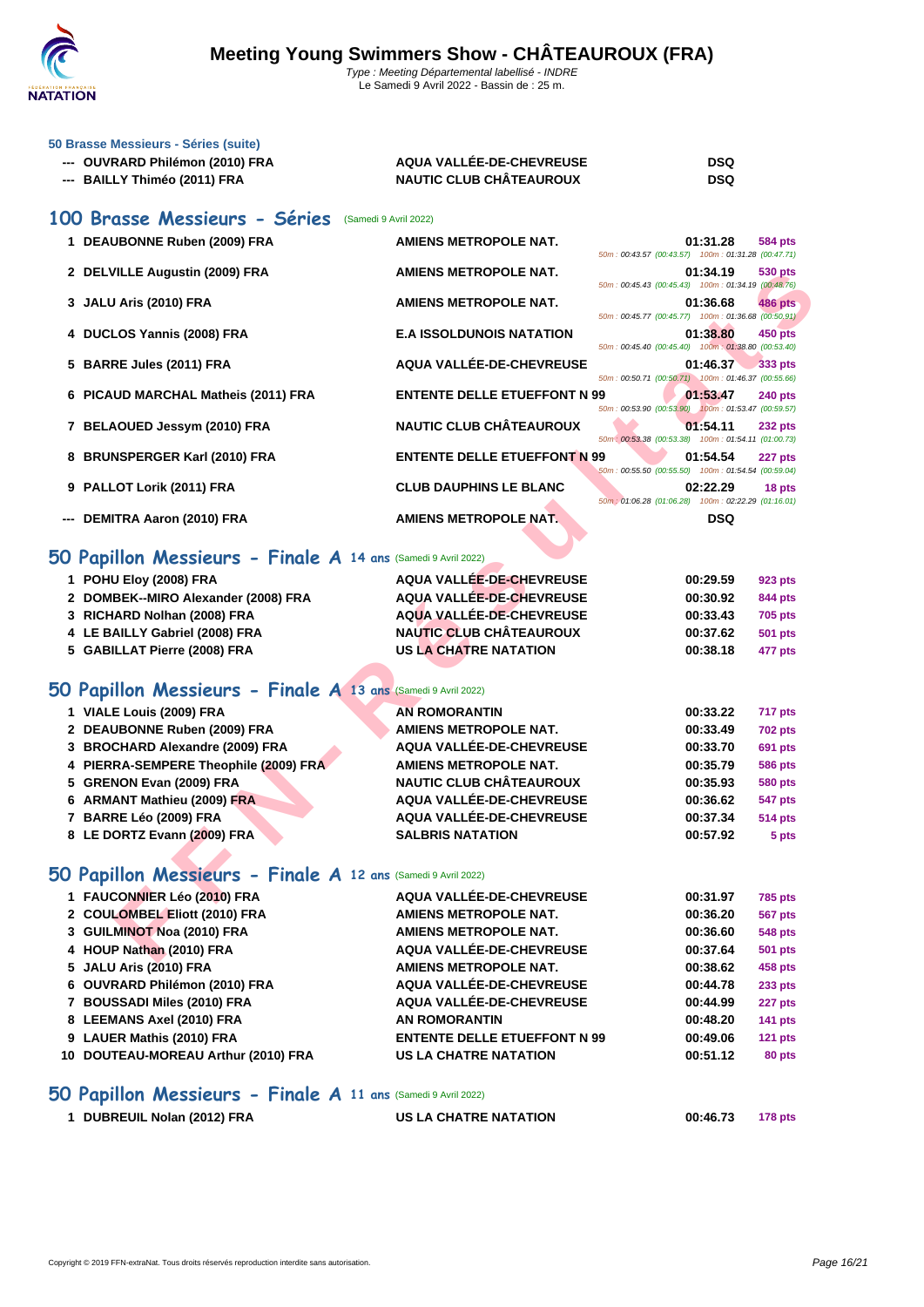### 50 Brasse Messieurs - Séries (suite)

| | | | | |
|---|---|---|---|---|
| --- | OUVRARD Philémon (2010) FRA | AQUA VALLÉE-DE-CHEVREUSE | DSQ | |
| --- | BAILLY Thiméo (2011) FRA | NAUTIC CLUB CHÂTEAUROUX | DSQ | |

## 100 Brasse Messieurs - Séries (Samedi 9 Avril 2022)

| | | | | |
|---|---|---|---|---|
| 1 | DEAUBONNE Ruben (2009) FRA | AMIENS METROPOLE NAT. | 01:31.28 (50m : 00:43.57 (00:43.57) 100m : 01:31.28 (00:47.71)) | 584 pts |
| 2 | DELVILLE Augustin (2009) FRA | AMIENS METROPOLE NAT. | 01:34.19 (50m : 00:45.43 (00:45.43) 100m : 01:34.19 (00:48.76)) | 530 pts |
| 3 | JALU Aris (2010) FRA | AMIENS METROPOLE NAT. | 01:36.68 (50m : 00:45.77 (00:45.77) 100m : 01:36.68 (00:50.91)) | 486 pts |
| 4 | DUCLOS Yannis (2008) FRA | E.A ISSOLDUNOIS NATATION | 01:38.80 (50m : 00:45.40 (00:45.40) 100m : 01:38.80 (00:53.40)) | 450 pts |
| 5 | BARRE Jules (2011) FRA | AQUA VALLÉE-DE-CHEVREUSE | 01:46.37 (50m : 00:50.71 (00:50.71) 100m : 01:46.37 (00:55.66)) | 333 pts |
| 6 | PICAUD MARCHAL Matheis (2011) FRA | ENTENTE DELLE ETUEFFONT N 99 | 01:53.47 (50m : 00:53.90 (00:53.90) 100m : 01:53.47 (00:59.57)) | 240 pts |
| 7 | BELAOUED Jessym (2010) FRA | NAUTIC CLUB CHÂTEAUROUX | 01:54.11 (50m : 00:53.38 (00:53.38) 100m : 01:54.11 (01:00.73)) | 232 pts |
| 8 | BRUNSPERGER Karl (2010) FRA | ENTENTE DELLE ETUEFFONT N 99 | 01:54.54 (50m : 00:55.50 (00:55.50) 100m : 01:54.54 (00:59.04)) | 227 pts |
| 9 | PALLOT Lorik (2011) FRA | CLUB DAUPHINS LE BLANC | 02:22.29 (50m : 01:06.28 (01:06.28) 100m : 02:22.29 (01:16.01)) | 18 pts |
| --- | DEMITRA Aaron (2010) FRA | AMIENS METROPOLE NAT. | DSQ | |

## 50 Papillon Messieurs - Finale A 14 ans (Samedi 9 Avril 2022)

| | | | | |
|---|---|---|---|---|
| 1 | POHU Eloy (2008) FRA | AQUA VALLÉE-DE-CHEVREUSE | 00:29.59 | 923 pts |
| 2 | DOMBEK--MIRO Alexander (2008) FRA | AQUA VALLÉE-DE-CHEVREUSE | 00:30.92 | 844 pts |
| 3 | RICHARD Nolhan (2008) FRA | AQUA VALLÉE-DE-CHEVREUSE | 00:33.43 | 705 pts |
| 4 | LE BAILLY Gabriel (2008) FRA | NAUTIC CLUB CHÂTEAUROUX | 00:37.62 | 501 pts |
| 5 | GABILLAT Pierre (2008) FRA | US LA CHATRE NATATION | 00:38.18 | 477 pts |

## 50 Papillon Messieurs - Finale A 13 ans (Samedi 9 Avril 2022)

| | | | | |
|---|---|---|---|---|
| 1 | VIALE Louis (2009) FRA | AN ROMORANTIN | 00:33.22 | 717 pts |
| 2 | DEAUBONNE Ruben (2009) FRA | AMIENS METROPOLE NAT. | 00:33.49 | 702 pts |
| 3 | BROCHARD Alexandre (2009) FRA | AQUA VALLÉE-DE-CHEVREUSE | 00:33.70 | 691 pts |
| 4 | PIERRA-SEMPERE Theophile (2009) FRA | AMIENS METROPOLE NAT. | 00:35.79 | 586 pts |
| 5 | GRENON Evan (2009) FRA | NAUTIC CLUB CHÂTEAUROUX | 00:35.93 | 580 pts |
| 6 | ARMANT Mathieu (2009) FRA | AQUA VALLÉE-DE-CHEVREUSE | 00:36.62 | 547 pts |
| 7 | BARRE Léo (2009) FRA | AQUA VALLÉE-DE-CHEVREUSE | 00:37.34 | 514 pts |
| 8 | LE DORTZ Evann (2009) FRA | SALBRIS NATATION | 00:57.92 | 5 pts |

## 50 Papillon Messieurs - Finale A 12 ans (Samedi 9 Avril 2022)

| | | | | |
|---|---|---|---|---|
| 1 | FAUCONNIER Léo (2010) FRA | AQUA VALLÉE-DE-CHEVREUSE | 00:31.97 | 785 pts |
| 2 | COULOMBEL Eliott (2010) FRA | AMIENS METROPOLE NAT. | 00:36.20 | 567 pts |
| 3 | GUILMINOT Noa (2010) FRA | AMIENS METROPOLE NAT. | 00:36.60 | 548 pts |
| 4 | HOUP Nathan (2010) FRA | AQUA VALLÉE-DE-CHEVREUSE | 00:37.64 | 501 pts |
| 5 | JALU Aris (2010) FRA | AMIENS METROPOLE NAT. | 00:38.62 | 458 pts |
| 6 | OUVRARD Philémon (2010) FRA | AQUA VALLÉE-DE-CHEVREUSE | 00:44.78 | 233 pts |
| 7 | BOUSSADI Miles (2010) FRA | AQUA VALLÉE-DE-CHEVREUSE | 00:44.99 | 227 pts |
| 8 | LEEMANS Axel (2010) FRA | AN ROMORANTIN | 00:48.20 | 141 pts |
| 9 | LAUER Mathis (2010) FRA | ENTENTE DELLE ETUEFFONT N 99 | 00:49.06 | 121 pts |
| 10 | DOUTEAU-MOREAU Arthur (2010) FRA | US LA CHATRE NATATION | 00:51.12 | 80 pts |

## 50 Papillon Messieurs - Finale A 11 ans (Samedi 9 Avril 2022)

| | | | | |
|---|---|---|---|---|
| 1 | DUBREUIL Nolan (2012) FRA | US LA CHATRE NATATION | 00:46.73 | 178 pts |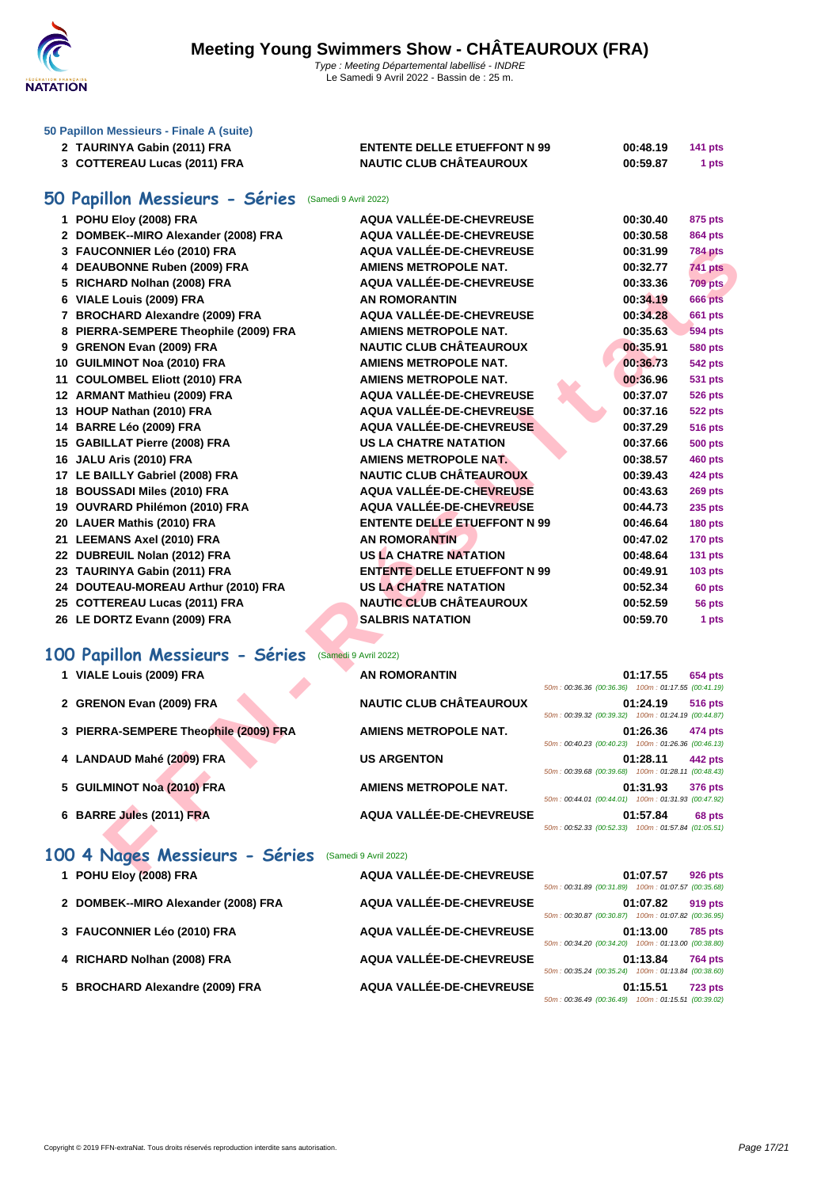# Meeting Young Swimmers Show - CHÂTEAUROUX (FRA)

*Type : Meeting Départemental labellisé - INDRE*
Le Samedi 9 Avril 2022 - Bassin de : 25 m.

### 50 Papillon Messieurs - Finale A (suite)

| | | | | |
|---|---|---|---|---|
| 2 | TAURINYA Gabin (2011) FRA | ENTENTE DELLE ETUEFFONT N 99 | 00:48.19 | 141 pts |
| 3 | COTTEREAU Lucas (2011) FRA | NAUTIC CLUB CHÂTEAUROUX | 00:59.87 | 1 pts |

## 50 Papillon Messieurs - Séries (Samedi 9 Avril 2022)

| | | | | |
|---|---|---|---|---|
| 1 | POHU Eloy (2008) FRA | AQUA VALLÉE-DE-CHEVREUSE | 00:30.40 | 875 pts |
| 2 | DOMBEK--MIRO Alexander (2008) FRA | AQUA VALLÉE-DE-CHEVREUSE | 00:30.58 | 864 pts |
| 3 | FAUCONNIER Léo (2010) FRA | AQUA VALLÉE-DE-CHEVREUSE | 00:31.99 | 784 pts |
| 4 | DEAUBONNE Ruben (2009) FRA | AMIENS METROPOLE NAT. | 00:32.77 | 741 pts |
| 5 | RICHARD Nolhan (2008) FRA | AQUA VALLÉE-DE-CHEVREUSE | 00:33.36 | 709 pts |
| 6 | VIALE Louis (2009) FRA | AN ROMORANTIN | 00:34.19 | 666 pts |
| 7 | BROCHARD Alexandre (2009) FRA | AQUA VALLÉE-DE-CHEVREUSE | 00:34.28 | 661 pts |
| 8 | PIERRA-SEMPERE Theophile (2009) FRA | AMIENS METROPOLE NAT. | 00:35.63 | 594 pts |
| 9 | GRENON Evan (2009) FRA | NAUTIC CLUB CHÂTEAUROUX | 00:35.91 | 580 pts |
| 10 | GUILMINOT Noa (2010) FRA | AMIENS METROPOLE NAT. | 00:36.73 | 542 pts |
| 11 | COULOMBEL Eliott (2010) FRA | AMIENS METROPOLE NAT. | 00:36.96 | 531 pts |
| 12 | ARMANT Mathieu (2009) FRA | AQUA VALLÉE-DE-CHEVREUSE | 00:37.07 | 526 pts |
| 13 | HOUP Nathan (2010) FRA | AQUA VALLÉE-DE-CHEVREUSE | 00:37.16 | 522 pts |
| 14 | BARRE Léo (2009) FRA | AQUA VALLÉE-DE-CHEVREUSE | 00:37.29 | 516 pts |
| 15 | GABILLAT Pierre (2008) FRA | US LA CHATRE NATATION | 00:37.66 | 500 pts |
| 16 | JALU Aris (2010) FRA | AMIENS METROPOLE NAT. | 00:38.57 | 460 pts |
| 17 | LE BAILLY Gabriel (2008) FRA | NAUTIC CLUB CHÂTEAUROUX | 00:39.43 | 424 pts |
| 18 | BOUSSADI Miles (2010) FRA | AQUA VALLÉE-DE-CHEVREUSE | 00:43.63 | 269 pts |
| 19 | OUVRARD Philémon (2010) FRA | AQUA VALLÉE-DE-CHEVREUSE | 00:44.73 | 235 pts |
| 20 | LAUER Mathis (2010) FRA | ENTENTE DELLE ETUEFFONT N 99 | 00:46.64 | 180 pts |
| 21 | LEEMANS Axel (2010) FRA | AN ROMORANTIN | 00:47.02 | 170 pts |
| 22 | DUBREUIL Nolan (2012) FRA | US LA CHATRE NATATION | 00:48.64 | 131 pts |
| 23 | TAURINYA Gabin (2011) FRA | ENTENTE DELLE ETUEFFONT N 99 | 00:49.91 | 103 pts |
| 24 | DOUTEAU-MOREAU Arthur (2010) FRA | US LA CHATRE NATATION | 00:52.34 | 60 pts |
| 25 | COTTEREAU Lucas (2011) FRA | NAUTIC CLUB CHÂTEAUROUX | 00:52.59 | 56 pts |
| 26 | LE DORTZ Evann (2009) FRA | SALBRIS NATATION | 00:59.70 | 1 pts |

## 100 Papillon Messieurs - Séries (Samedi 9 Avril 2022)

| | | | | | |
|---|---|---|---|---|---|
| 1 | VIALE Louis (2009) FRA | AN ROMORANTIN | 01:17.55 | 654 pts | 50m : 00:36.36 (00:36.36) 100m : 01:17.55 (00:41.19) |
| 2 | GRENON Evan (2009) FRA | NAUTIC CLUB CHÂTEAUROUX | 01:24.19 | 516 pts | 50m : 00:39.32 (00:39.32) 100m : 01:24.19 (00:44.87) |
| 3 | PIERRA-SEMPERE Theophile (2009) FRA | AMIENS METROPOLE NAT. | 01:26.36 | 474 pts | 50m : 00:40.23 (00:40.23) 100m : 01:26.36 (00:46.13) |
| 4 | LANDAUD Mahé (2009) FRA | US ARGENTON | 01:28.11 | 442 pts | 50m : 00:39.68 (00:39.68) 100m : 01:28.11 (00:48.43) |
| 5 | GUILMINOT Noa (2010) FRA | AMIENS METROPOLE NAT. | 01:31.93 | 376 pts | 50m : 00:44.01 (00:44.01) 100m : 01:31.93 (00:47.92) |
| 6 | BARRE Jules (2011) FRA | AQUA VALLÉE-DE-CHEVREUSE | 01:57.84 | 68 pts | 50m : 00:52.33 (00:52.33) 100m : 01:57.84 (01:05.51) |

## 100 4 Nages Messieurs - Séries (Samedi 9 Avril 2022)

| | | | | | |
|---|---|---|---|---|---|
| 1 | POHU Eloy (2008) FRA | AQUA VALLÉE-DE-CHEVREUSE | 01:07.57 | 926 pts | 50m : 00:31.89 (00:31.89) 100m : 01:07.57 (00:35.68) |
| 2 | DOMBEK--MIRO Alexander (2008) FRA | AQUA VALLÉE-DE-CHEVREUSE | 01:07.82 | 919 pts | 50m : 00:30.87 (00:30.87) 100m : 01:07.82 (00:36.95) |
| 3 | FAUCONNIER Léo (2010) FRA | AQUA VALLÉE-DE-CHEVREUSE | 01:13.00 | 785 pts | 50m : 00:34.20 (00:34.20) 100m : 01:13.00 (00:38.80) |
| 4 | RICHARD Nolhan (2008) FRA | AQUA VALLÉE-DE-CHEVREUSE | 01:13.84 | 764 pts | 50m : 00:35.24 (00:35.24) 100m : 01:13.84 (00:38.60) |
| 5 | BROCHARD Alexandre (2009) FRA | AQUA VALLÉE-DE-CHEVREUSE | 01:15.51 | 723 pts | 50m : 00:36.49 (00:36.49) 100m : 01:15.51 (00:39.02) |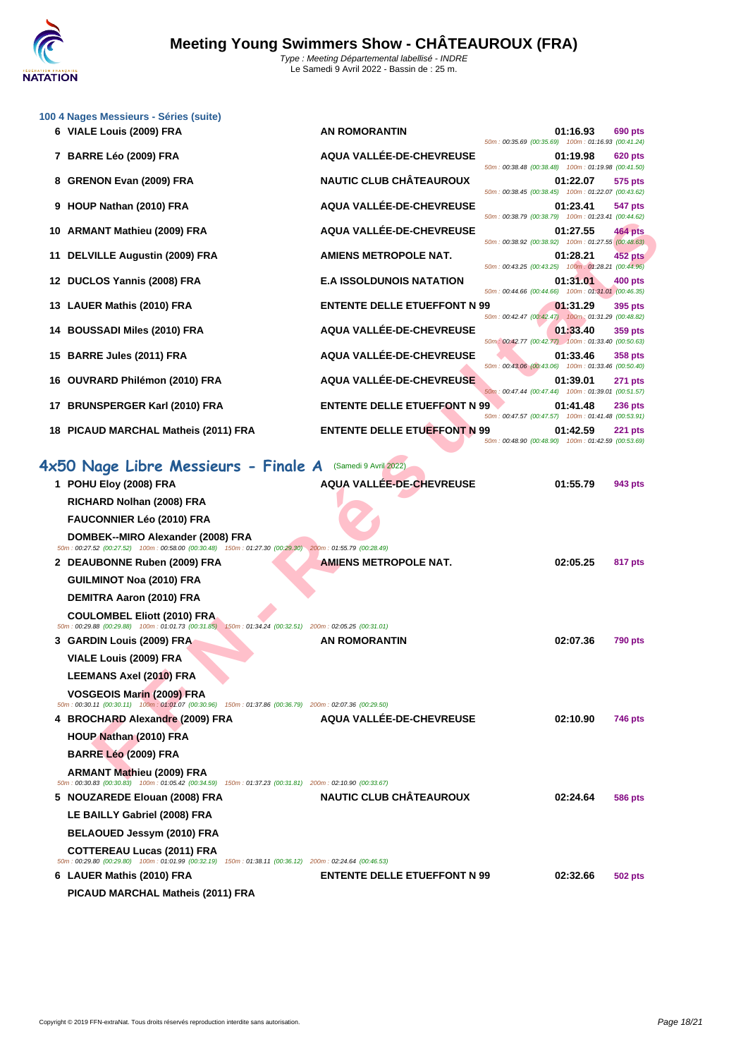### 100 4 Nages Messieurs - Séries (suite)

| Rang | Nom | Club | Temps | Points |
|---|---|---|---|---|
| 6 | VIALE Louis (2009) FRA | AN ROMORANTIN | 01:16.93 | 690 pts |
| | | | 50m : 00:35.69 (00:35.69) 100m : 01:16.93 (00:41.24) | |
| 7 | BARRE Léo (2009) FRA | AQUA VALLÉE-DE-CHEVREUSE | 01:19.98 | 620 pts |
| | | | 50m : 00:38.48 (00:38.48) 100m : 01:19.98 (00:41.50) | |
| 8 | GRENON Evan (2009) FRA | NAUTIC CLUB CHÂTEAUROUX | 01:22.07 | 575 pts |
| | | | 50m : 00:38.45 (00:38.45) 100m : 01:22.07 (00:43.62) | |
| 9 | HOUP Nathan (2010) FRA | AQUA VALLÉE-DE-CHEVREUSE | 01:23.41 | 547 pts |
| | | | 50m : 00:38.79 (00:38.79) 100m : 01:23.41 (00:44.62) | |
| 10 | ARMANT Mathieu (2009) FRA | AQUA VALLÉE-DE-CHEVREUSE | 01:27.55 | 464 pts |
| | | | 50m : 00:38.92 (00:38.92) 100m : 01:27.55 (00:48.63) | |
| 11 | DELVILLE Augustin (2009) FRA | AMIENS METROPOLE NAT. | 01:28.21 | 452 pts |
| | | | 50m : 00:43.25 (00:43.25) 100m : 01:28.21 (00:44.96) | |
| 12 | DUCLOS Yannis (2008) FRA | E.A ISSOLDUNOIS NATATION | 01:31.01 | 400 pts |
| | | | 50m : 00:44.66 (00:44.66) 100m : 01:31.01 (00:46.35) | |
| 13 | LAUER Mathis (2010) FRA | ENTENTE DELLE ETUEFFONT N 99 | 01:31.29 | 395 pts |
| | | | 50m : 00:42.47 (00:42.47) 100m : 01:31.29 (00:48.82) | |
| 14 | BOUSSADI Miles (2010) FRA | AQUA VALLÉE-DE-CHEVREUSE | 01:33.40 | 359 pts |
| | | | 50m : 00:42.77 (00:42.77) 100m : 01:33.40 (00:50.63) | |
| 15 | BARRE Jules (2011) FRA | AQUA VALLÉE-DE-CHEVREUSE | 01:33.46 | 358 pts |
| | | | 50m : 00:43.06 (00:43.06) 100m : 01:33.46 (00:50.40) | |
| 16 | OUVRARD Philémon (2010) FRA | AQUA VALLÉE-DE-CHEVREUSE | 01:39.01 | 271 pts |
| | | | 50m : 00:47.44 (00:47.44) 100m : 01:39.01 (00:51.57) | |
| 17 | BRUNSPERGER Karl (2010) FRA | ENTENTE DELLE ETUEFFONT N 99 | 01:41.48 | 236 pts |
| | | | 50m : 00:47.57 (00:47.57) 100m : 01:41.48 (00:53.91) | |
| 18 | PICAUD MARCHAL Matheis (2011) FRA | ENTENTE DELLE ETUEFFONT N 99 | 01:42.59 | 221 pts |
| | | | 50m : 00:48.90 (00:48.90) 100m : 01:42.59 (00:53.69) | |

## 4x50 Nage Libre Messieurs - Finale A (Samedi 9 Avril 2022)

| Rang | Nom | Club | Temps | Points |
|---|---|---|---|---|
| 1 | POHU Eloy (2008) FRA | AQUA VALLÉE-DE-CHEVREUSE | 01:55.79 | 943 pts |
| | RICHARD Nolhan (2008) FRA | | | |
| | FAUCONNIER Léo (2010) FRA | | | |
| | DOMBEK--MIRO Alexander (2008) FRA | | | |
| | 50m : 00:27.52 (00:27.52) 100m : 00:58.00 (00:30.48) 150m : 01:27.30 (00:29.30) 200m : 01:55.79 (00:28.49) | | | |
| 2 | DEAUBONNE Ruben (2009) FRA | AMIENS METROPOLE NAT. | 02:05.25 | 817 pts |
| | GUILMINOT Noa (2010) FRA | | | |
| | DEMITRA Aaron (2010) FRA | | | |
| | COULOMBEL Eliott (2010) FRA | | | |
| | 50m : 00:29.88 (00:29.88) 100m : 01:01.73 (00:31.85) 150m : 01:34.24 (00:32.51) 200m : 02:05.25 (00:31.01) | | | |
| 3 | GARDIN Louis (2009) FRA | AN ROMORANTIN | 02:07.36 | 790 pts |
| | VIALE Louis (2009) FRA | | | |
| | LEEMANS Axel (2010) FRA | | | |
| | VOSGEOIS Marin (2009) FRA | | | |
| | 50m : 00:30.11 (00:30.11) 100m : 01:01.07 (00:30.96) 150m : 01:37.86 (00:36.79) 200m : 02:07.36 (00:29.50) | | | |
| 4 | BROCHARD Alexandre (2009) FRA | AQUA VALLÉE-DE-CHEVREUSE | 02:10.90 | 746 pts |
| | HOUP Nathan (2010) FRA | | | |
| | BARRE Léo (2009) FRA | | | |
| | ARMANT Mathieu (2009) FRA | | | |
| | 50m : 00:30.83 (00:30.83) 100m : 01:05.42 (00:34.59) 150m : 01:37.23 (00:31.81) 200m : 02:10.90 (00:33.67) | | | |
| 5 | NOUZAREDE Elouan (2008) FRA | NAUTIC CLUB CHÂTEAUROUX | 02:24.64 | 586 pts |
| | LE BAILLY Gabriel (2008) FRA | | | |
| | BELAOUED Jessym (2010) FRA | | | |
| | COTTEREAU Lucas (2011) FRA | | | |
| | 50m : 00:29.80 (00:29.80) 100m : 01:01.99 (00:32.19) 150m : 01:38.11 (00:36.12) 200m : 02:24.64 (00:46.53) | | | |
| 6 | LAUER Mathis (2010) FRA | ENTENTE DELLE ETUEFFONT N 99 | 02:32.66 | 502 pts |
| | PICAUD MARCHAL Matheis (2011) FRA | | | |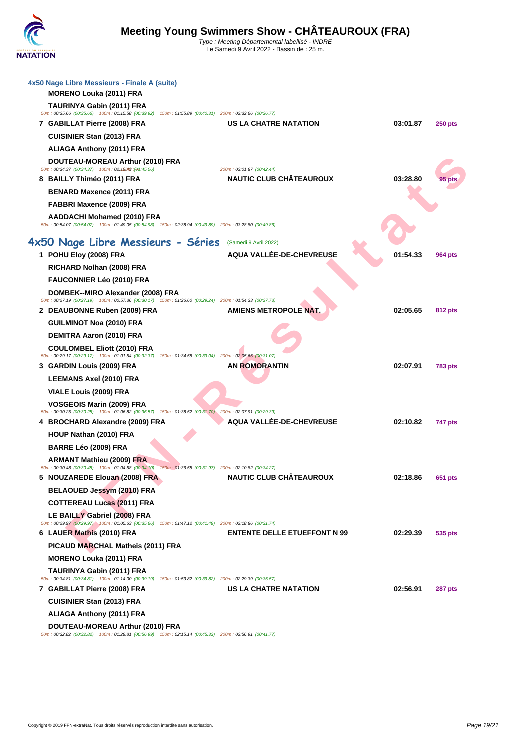# Meeting Young Swimmers Show - CHÂTEAUROUX (FRA)

*Type : Meeting Départemental labellisé - INDRE*
Le Samedi 9 Avril 2022 - Bassin de : 25 m.

### 4x50 Nage Libre Messieurs - Finale A (suite)

**MORENO Louka (2011) FRA**
**TAURINYA Gabin (2011) FRA**
50m : 00:35.66 (00:35.66) 100m : 01:15.58 (00:39.92) 150m : 01:55.89 (00:40.31) 200m : 02:32.66 (00:36.77)

| | | | | |
|---|---|---|---|---|
| 7 | **GABILLAT Pierre (2008) FRA** | **US LA CHATRE NATATION** | **03:01.87** | **250 pts** |

**CUISINIER Stan (2013) FRA**
**ALIAGA Anthony (2011) FRA**
**DOUTEAU-MOREAU Arthur (2010) FRA**
50m : 00:34.37 (00:34.37) 100m : 02:19.43 (01:45.06) 200m : 03:01.87 (00:42.44)

| | | | | |
|---|---|---|---|---|
| 8 | **BAILLY Thiméo (2011) FRA** | **NAUTIC CLUB CHÂTEAUROUX** | **03:28.80** | **95 pts** |

**BENARD Maxence (2011) FRA**
**FABBRI Maxence (2009) FRA**
**AADDACHI Mohamed (2010) FRA**
50m : 00:54.07 (00:54.07) 100m : 01:49.05 (00:54.98) 150m : 02:38.94 (00:49.89) 200m : 03:28.80 (00:49.86)

## 4x50 Nage Libre Messieurs - Séries (Samedi 9 Avril 2022)

| | | | | |
|---|---|---|---|---|
| 1 | **POHU Eloy (2008) FRA** | **AQUA VALLÉE-DE-CHEVREUSE** | **01:54.33** | **964 pts** |

**RICHARD Nolhan (2008) FRA**
**FAUCONNIER Léo (2010) FRA**
**DOMBEK--MIRO Alexander (2008) FRA**
50m : 00:27.19 (00:27.19) 100m : 00:57.36 (00:30.17) 150m : 01:26.60 (00:29.24) 200m : 01:54.33 (00:27.73)

| | | | | |
|---|---|---|---|---|
| 2 | **DEAUBONNE Ruben (2009) FRA** | **AMIENS METROPOLE NAT.** | **02:05.65** | **812 pts** |

**GUILMINOT Noa (2010) FRA**
**DEMITRA Aaron (2010) FRA**
**COULOMBEL Eliott (2010) FRA**
50m : 00:29.17 (00:29.17) 100m : 01:01.54 (00:32.37) 150m : 01:34.58 (00:33.04) 200m : 02:05.65 (00:31.07)

| | | | | |
|---|---|---|---|---|
| 3 | **GARDIN Louis (2009) FRA** | **AN ROMORANTIN** | **02:07.91** | **783 pts** |

**LEEMANS Axel (2010) FRA**
**VIALE Louis (2009) FRA**
**VOSGEOIS Marin (2009) FRA**
50m : 00:30.25 (00:30.25) 100m : 01:06.82 (00:36.57) 150m : 01:38.52 (00:31.70) 200m : 02:07.91 (00:29.39)

| | | | | |
|---|---|---|---|---|
| 4 | **BROCHARD Alexandre (2009) FRA** | **AQUA VALLÉE-DE-CHEVREUSE** | **02:10.82** | **747 pts** |

**HOUP Nathan (2010) FRA**
**BARRE Léo (2009) FRA**
**ARMANT Mathieu (2009) FRA**
50m : 00:30.48 (00:30.48) 100m : 01:04.58 (00:34.10) 150m : 01:36.55 (00:31.97) 200m : 02:10.82 (00:34.27)

| | | | | |
|---|---|---|---|---|
| 5 | **NOUZAREDE Elouan (2008) FRA** | **NAUTIC CLUB CHÂTEAUROUX** | **02:18.86** | **651 pts** |

**BELAOUED Jessym (2010) FRA**
**COTTEREAU Lucas (2011) FRA**
**LE BAILLY Gabriel (2008) FRA**
50m : 00:29.97 (00:29.97) 100m : 01:05.63 (00:35.66) 150m : 01:47.12 (00:41.49) 200m : 02:18.86 (00:31.74)

| | | | | |
|---|---|---|---|---|
| 6 | **LAUER Mathis (2010) FRA** | **ENTENTE DELLE ETUEFFONT N 99** | **02:29.39** | **535 pts** |

**PICAUD MARCHAL Matheis (2011) FRA**
**MORENO Louka (2011) FRA**
**TAURINYA Gabin (2011) FRA**
50m : 00:34.81 (00:34.81) 100m : 01:14.00 (00:39.19) 150m : 01:53.82 (00:39.82) 200m : 02:29.39 (00:35.57)

| | | | | |
|---|---|---|---|---|
| 7 | **GABILLAT Pierre (2008) FRA** | **US LA CHATRE NATATION** | **02:56.91** | **287 pts** |

**CUISINIER Stan (2013) FRA**
**ALIAGA Anthony (2011) FRA**
**DOUTEAU-MOREAU Arthur (2010) FRA**
50m : 00:32.82 (00:32.82) 100m : 01:29.81 (00:56.99) 150m : 02:15.14 (00:45.33) 200m : 02:56.91 (00:41.77)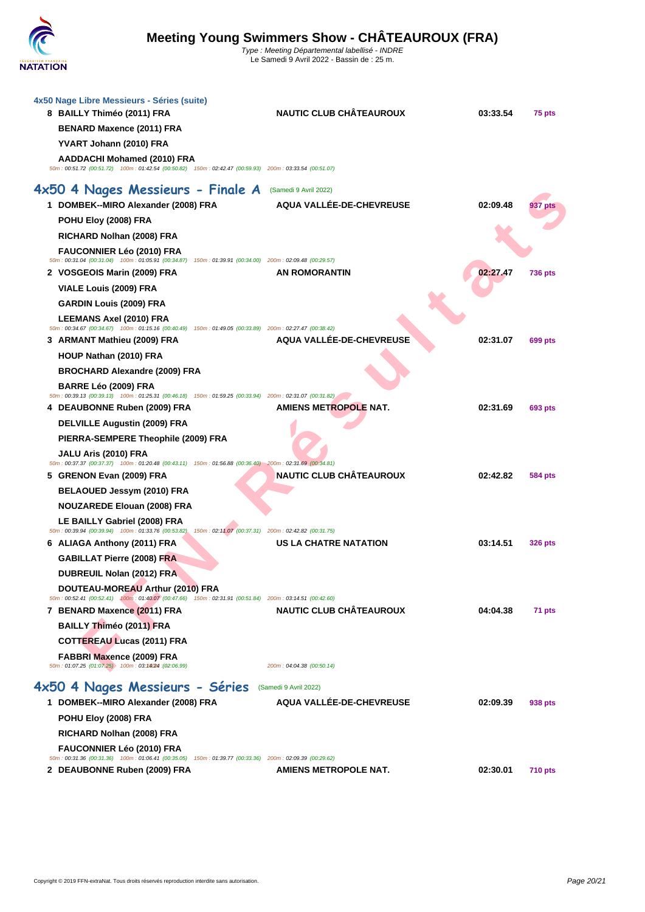### 4x50 Nage Libre Messieurs - Séries (suite)

| | Nageurs | Club | Temps | Points |
|---|---|---|---|---|
| 8 | BAILLY Thiméo (2011) FRA | NAUTIC CLUB CHÂTEAUROUX | 03:33.54 | 75 pts |
| | BENARD Maxence (2011) FRA | | | |
| | YVART Johann (2010) FRA | | | |
| | AADDACHI Mohamed (2010) FRA | | | |

50m : 00:51.72 (00:51.72) 100m : 01:42.54 (00:50.82) 150m : 02:42.47 (00:59.93) 200m : 03:33.54 (00:51.07)

## 4x50 4 Nages Messieurs - Finale A (Samedi 9 Avril 2022)

| | Nageurs | Club | Temps | Points |
|---|---|---|---|---|
| 1 | DOMBEK--MIRO Alexander (2008) FRA | AQUA VALLÉE-DE-CHEVREUSE | 02:09.48 | 937 pts |
| | POHU Eloy (2008) FRA | | | |
| | RICHARD Nolhan (2008) FRA | | | |
| | FAUCONNIER Léo (2010) FRA | | | |

50m : 00:31.04 (00:31.04) 100m : 01:05.91 (00:34.87) 150m : 01:39.91 (00:34.00) 200m : 02:09.48 (00:29.57)

| | Nageurs | Club | Temps | Points |
|---|---|---|---|---|
| 2 | VOSGEOIS Marin (2009) FRA | AN ROMORANTIN | 02:27.47 | 736 pts |
| | VIALE Louis (2009) FRA | | | |
| | GARDIN Louis (2009) FRA | | | |
| | LEEMANS Axel (2010) FRA | | | |

50m : 00:34.67 (00:34.67) 100m : 01:15.16 (00:40.49) 150m : 01:49.05 (00:33.89) 200m : 02:27.47 (00:38.42)

| | Nageurs | Club | Temps | Points |
|---|---|---|---|---|
| 3 | ARMANT Mathieu (2009) FRA | AQUA VALLÉE-DE-CHEVREUSE | 02:31.07 | 699 pts |
| | HOUP Nathan (2010) FRA | | | |
| | BROCHARD Alexandre (2009) FRA | | | |
| | BARRE Léo (2009) FRA | | | |

50m : 00:39.13 (00:39.13) 100m : 01:25.31 (00:46.18) 150m : 01:59.25 (00:33.94) 200m : 02:31.07 (00:31.82)

| | Nageurs | Club | Temps | Points |
|---|---|---|---|---|
| 4 | DEAUBONNE Ruben (2009) FRA | AMIENS METROPOLE NAT. | 02:31.69 | 693 pts |
| | DELVILLE Augustin (2009) FRA | | | |
| | PIERRA-SEMPERE Theophile (2009) FRA | | | |
| | JALU Aris (2010) FRA | | | |

50m : 00:37.37 (00:37.37) 100m : 01:20.48 (00:43.11) 150m : 01:56.88 (00:36.40) 200m : 02:31.69 (00:34.81)

| | Nageurs | Club | Temps | Points |
|---|---|---|---|---|
| 5 | GRENON Evan (2009) FRA | NAUTIC CLUB CHÂTEAUROUX | 02:42.82 | 584 pts |
| | BELAOUED Jessym (2010) FRA | | | |
| | NOUZAREDE Elouan (2008) FRA | | | |
| | LE BAILLY Gabriel (2008) FRA | | | |

50m : 00:39.94 (00:39.94) 100m : 01:33.76 (00:53.82) 150m : 02:11.07 (00:37.31) 200m : 02:42.82 (00:31.75)

| | Nageurs | Club | Temps | Points |
|---|---|---|---|---|
| 6 | ALIAGA Anthony (2011) FRA | US LA CHATRE NATATION | 03:14.51 | 326 pts |
| | GABILLAT Pierre (2008) FRA | | | |
| | DUBREUIL Nolan (2012) FRA | | | |
| | DOUTEAU-MOREAU Arthur (2010) FRA | | | |

50m : 00:52.41 (00:52.41) 100m : 01:40.07 (00:47.66) 150m : 02:31.91 (00:51.84) 200m : 03:14.51 (00:42.60)

| | Nageurs | Club | Temps | Points |
|---|---|---|---|---|
| 7 | BENARD Maxence (2011) FRA | NAUTIC CLUB CHÂTEAUROUX | 04:04.38 | 71 pts |
| | BAILLY Thiméo (2011) FRA | | | |
| | COTTEREAU Lucas (2011) FRA | | | |
| | FABBRI Maxence (2009) FRA | | | |

50m : 01:07.25 (01:07.25) 100m : 03:14.24 (02:06.99) 200m : 04:04.38 (00:50.14)

## 4x50 4 Nages Messieurs - Séries (Samedi 9 Avril 2022)

| | Nageurs | Club | Temps | Points |
|---|---|---|---|---|
| 1 | DOMBEK--MIRO Alexander (2008) FRA | AQUA VALLÉE-DE-CHEVREUSE | 02:09.39 | 938 pts |
| | POHU Eloy (2008) FRA | | | |
| | RICHARD Nolhan (2008) FRA | | | |
| | FAUCONNIER Léo (2010) FRA | | | |

50m : 00:31.36 (00:31.36) 100m : 01:06.41 (00:35.05) 150m : 01:39.77 (00:33.36) 200m : 02:09.39 (00:29.62)

| | Nageurs | Club | Temps | Points |
|---|---|---|---|---|
| 2 | DEAUBONNE Ruben (2009) FRA | AMIENS METROPOLE NAT. | 02:30.01 | 710 pts |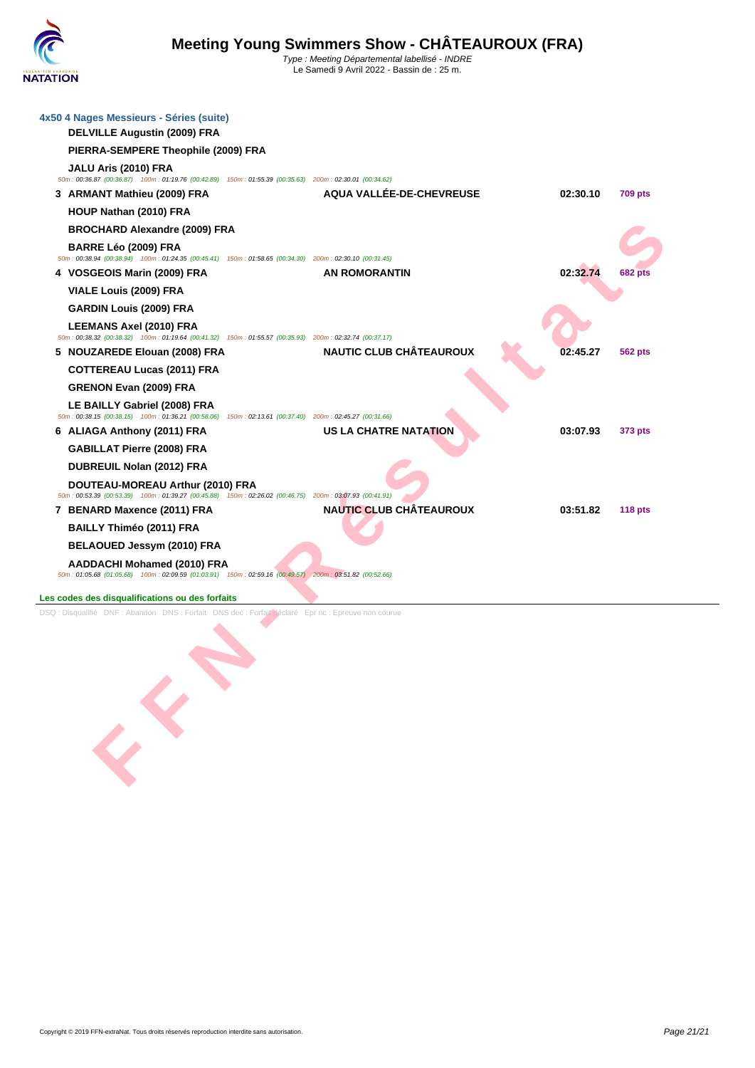# Meeting Young Swimmers Show - CHÂTEAUROUX (FRA)

*Type : Meeting Départemental labellisé - INDRE*
Le Samedi 9 Avril 2022 - Bassin de : 25 m.

## 4x50 4 Nages Messieurs - Séries (suite)

| | | | | |
|---|---|---|---|---|
| | **DELVILLE Augustin (2009) FRA** | | | |
| | **PIERRA-SEMPERE Theophile (2009) FRA** | | | |
| | **JALU Aris (2010) FRA** | | | |
| | *50m : 00:36.87 (00:36.87) 100m : 01:19.76 (00:42.89) 150m : 01:55.39 (00:35.63) 200m : 02:30.01 (00:34.62)* | | | |
| 3 | **ARMANT Mathieu (2009) FRA** | **AQUA VALLÉE-DE-CHEVREUSE** | **02:30.10** | **709 pts** |
| | **HOUP Nathan (2010) FRA** | | | |
| | **BROCHARD Alexandre (2009) FRA** | | | |
| | **BARRE Léo (2009) FRA** | | | |
| | *50m : 00:38.94 (00:38.94) 100m : 01:24.35 (00:45.41) 150m : 01:58.65 (00:34.30) 200m : 02:30.10 (00:31.45)* | | | |
| 4 | **VOSGEOIS Marin (2009) FRA** | **AN ROMORANTIN** | **02:32.74** | **682 pts** |
| | **VIALE Louis (2009) FRA** | | | |
| | **GARDIN Louis (2009) FRA** | | | |
| | **LEEMANS Axel (2010) FRA** | | | |
| | *50m : 00:38.32 (00:38.32) 100m : 01:19.64 (00:41.32) 150m : 01:55.57 (00:35.93) 200m : 02:32.74 (00:37.17)* | | | |
| 5 | **NOUZAREDE Elouan (2008) FRA** | **NAUTIC CLUB CHÂTEAUROUX** | **02:45.27** | **562 pts** |
| | **COTTEREAU Lucas (2011) FRA** | | | |
| | **GRENON Evan (2009) FRA** | | | |
| | **LE BAILLY Gabriel (2008) FRA** | | | |
| | *50m : 00:38.15 (00:38.15) 100m : 01:36.21 (00:58.06) 150m : 02:13.61 (00:37.40) 200m : 02:45.27 (00:31.66)* | | | |
| 6 | **ALIAGA Anthony (2011) FRA** | **US LA CHATRE NATATION** | **03:07.93** | **373 pts** |
| | **GABILLAT Pierre (2008) FRA** | | | |
| | **DUBREUIL Nolan (2012) FRA** | | | |
| | **DOUTEAU-MOREAU Arthur (2010) FRA** | | | |
| | *50m : 00:53.39 (00:53.39) 100m : 01:39.27 (00:45.88) 150m : 02:26.02 (00:46.75) 200m : 03:07.93 (00:41.91)* | | | |
| 7 | **BENARD Maxence (2011) FRA** | **NAUTIC CLUB CHÂTEAUROUX** | **03:51.82** | **118 pts** |
| | **BAILLY Thiméo (2011) FRA** | | | |
| | **BELAOUED Jessym (2010) FRA** | | | |
| | **AADDACHI Mohamed (2010) FRA** | | | |
| | *50m : 01:05.68 (01:05.68) 100m : 02:09.59 (01:03.91) 150m : 02:59.16 (00:49.57) 200m : 03:51.82 (00:52.66)* | | | |

**Les codes des disqualifications ou des forfaits**

DSQ : Disqualifié DNF : Abandon DNS : Forfait DNS dec : Forfait déclaré Epr nc : Epreuve non courue

Copyright © 2019 FFN-extraNat. Tous droits réservés reproduction interdite sans autorisation.